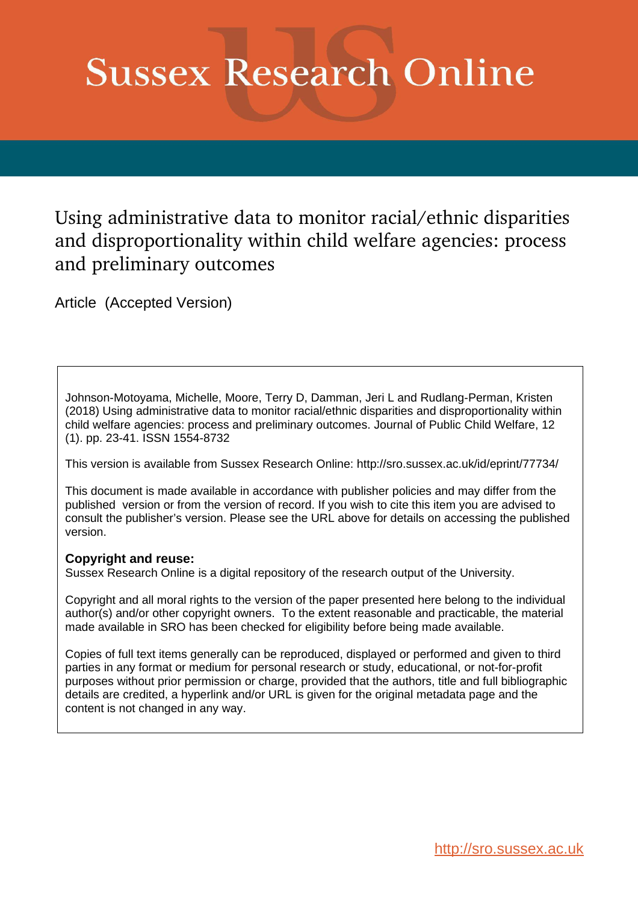# Sussex Research Online

## Using administrative data to monitor racial/ethnic disparities and disproportionality within child welfare agencies: process and preliminary outcomes

Article (Accepted Version)

Johnson-Motoyama, Michelle, Moore, Terry D, Damman, Jeri L and Rudlang-Perman, Kristen (2018) Using administrative data to monitor racial/ethnic disparities and disproportionality within child welfare agencies: process and preliminary outcomes. Journal of Public Child Welfare, 12 (1). pp. 23-41. ISSN 1554-8732

This version is available from Sussex Research Online: http://sro.sussex.ac.uk/id/eprint/77734/

This document is made available in accordance with publisher policies and may differ from the published version or from the version of record. If you wish to cite this item you are advised to consult the publisher's version. Please see the URL above for details on accessing the published version.

**Copyright and reuse:**
Sussex Research Online is a digital repository of the research output of the University.

Copyright and all moral rights to the version of the paper presented here belong to the individual author(s) and/or other copyright owners. To the extent reasonable and practicable, the material made available in SRO has been checked for eligibility before being made available.

Copies of full text items generally can be reproduced, displayed or performed and given to third parties in any format or medium for personal research or study, educational, or not-for-profit purposes without prior permission or charge, provided that the authors, title and full bibliographic details are credited, a hyperlink and/or URL is given for the original metadata page and the content is not changed in any way.

http://sro.sussex.ac.uk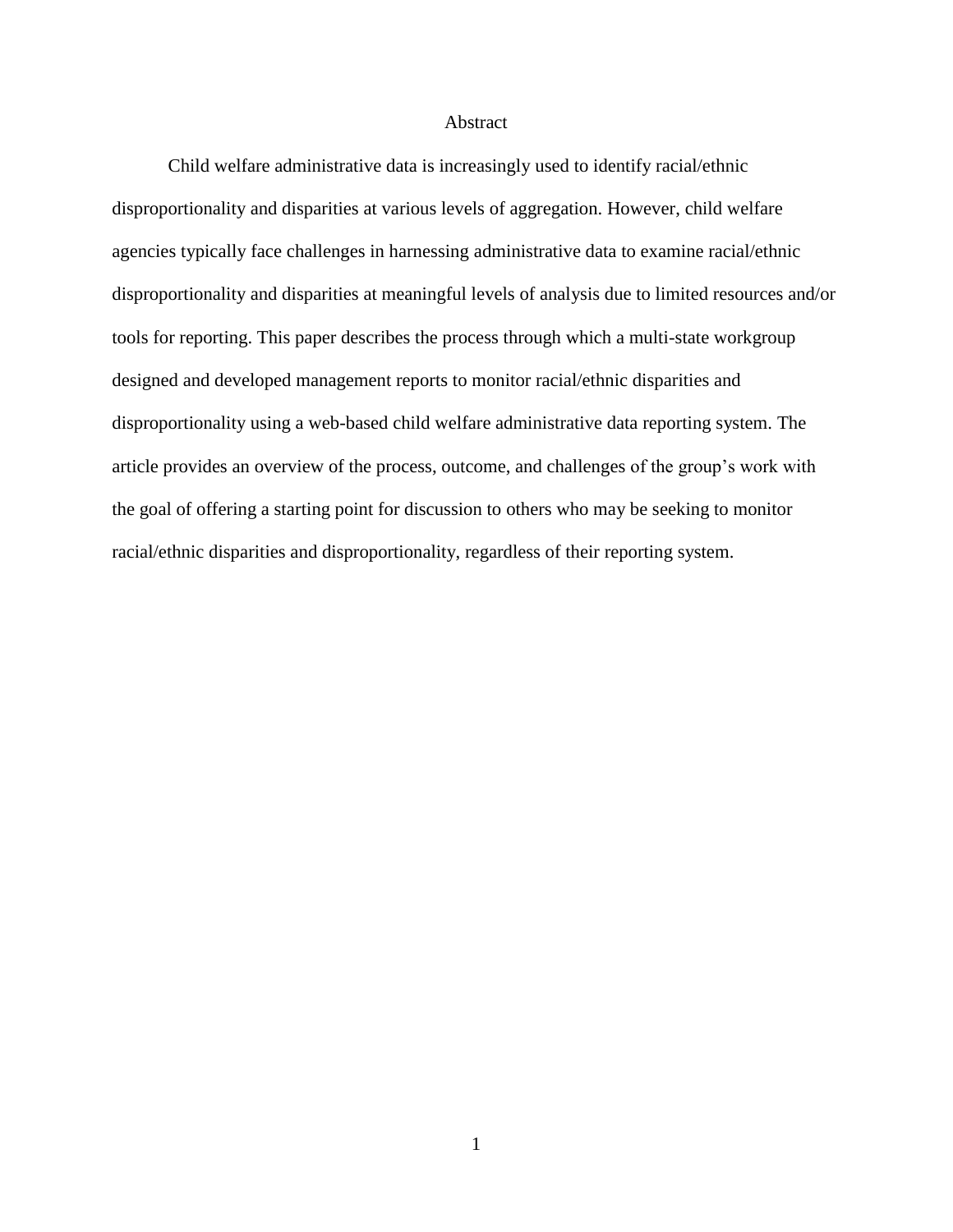# Abstract

Child welfare administrative data is increasingly used to identify racial/ethnic disproportionality and disparities at various levels of aggregation. However, child welfare agencies typically face challenges in harnessing administrative data to examine racial/ethnic disproportionality and disparities at meaningful levels of analysis due to limited resources and/or tools for reporting. This paper describes the process through which a multi-state workgroup designed and developed management reports to monitor racial/ethnic disparities and disproportionality using a web-based child welfare administrative data reporting system. The article provides an overview of the process, outcome, and challenges of the group's work with the goal of offering a starting point for discussion to others who may be seeking to monitor racial/ethnic disparities and disproportionality, regardless of their reporting system.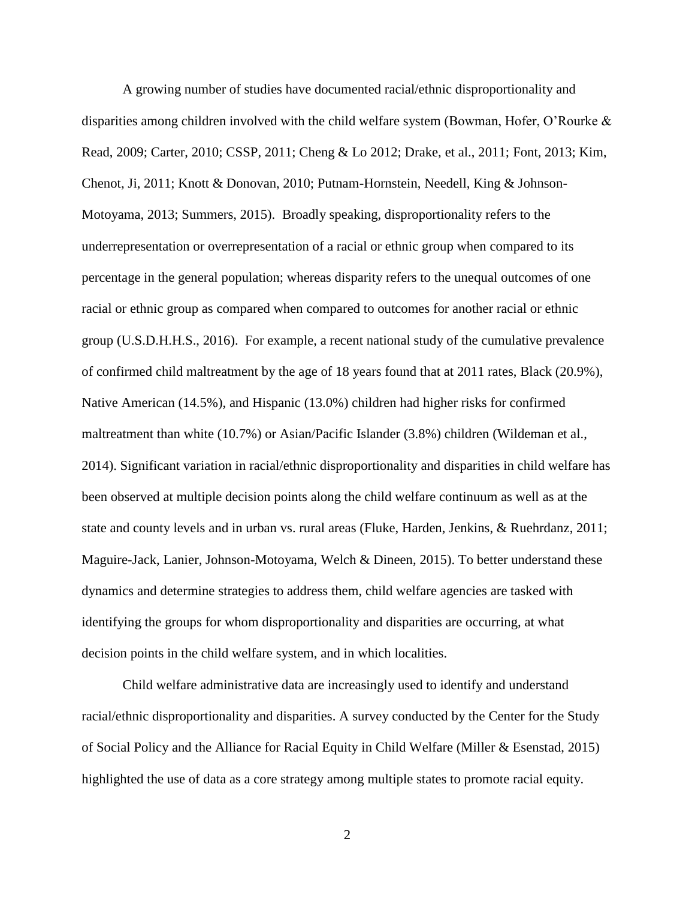A growing number of studies have documented racial/ethnic disproportionality and disparities among children involved with the child welfare system (Bowman, Hofer, O'Rourke & Read, 2009; Carter, 2010; CSSP, 2011; Cheng & Lo 2012; Drake, et al., 2011; Font, 2013; Kim, Chenot, Ji, 2011; Knott & Donovan, 2010; Putnam-Hornstein, Needell, King & Johnson-Motoyama, 2013; Summers, 2015). Broadly speaking, disproportionality refers to the underrepresentation or overrepresentation of a racial or ethnic group when compared to its percentage in the general population; whereas disparity refers to the unequal outcomes of one racial or ethnic group as compared when compared to outcomes for another racial or ethnic group (U.S.D.H.H.S., 2016). For example, a recent national study of the cumulative prevalence of confirmed child maltreatment by the age of 18 years found that at 2011 rates, Black (20.9%), Native American (14.5%), and Hispanic (13.0%) children had higher risks for confirmed maltreatment than white (10.7%) or Asian/Pacific Islander (3.8%) children (Wildeman et al., 2014). Significant variation in racial/ethnic disproportionality and disparities in child welfare has been observed at multiple decision points along the child welfare continuum as well as at the state and county levels and in urban vs. rural areas (Fluke, Harden, Jenkins, & Ruehrdanz, 2011; Maguire-Jack, Lanier, Johnson-Motoyama, Welch & Dineen, 2015). To better understand these dynamics and determine strategies to address them, child welfare agencies are tasked with identifying the groups for whom disproportionality and disparities are occurring, at what decision points in the child welfare system, and in which localities.

Child welfare administrative data are increasingly used to identify and understand racial/ethnic disproportionality and disparities. A survey conducted by the Center for the Study of Social Policy and the Alliance for Racial Equity in Child Welfare (Miller & Esenstad, 2015) highlighted the use of data as a core strategy among multiple states to promote racial equity.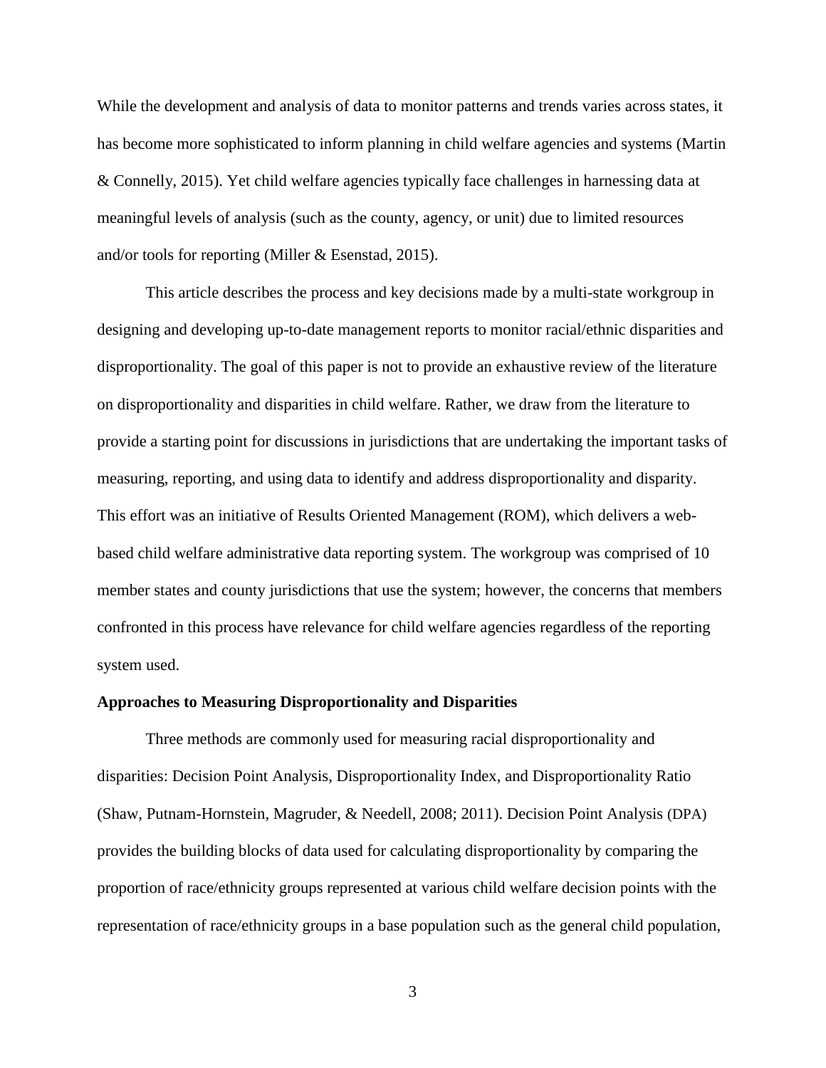While the development and analysis of data to monitor patterns and trends varies across states, it has become more sophisticated to inform planning in child welfare agencies and systems (Martin & Connelly, 2015). Yet child welfare agencies typically face challenges in harnessing data at meaningful levels of analysis (such as the county, agency, or unit) due to limited resources and/or tools for reporting (Miller & Esenstad, 2015).

This article describes the process and key decisions made by a multi-state workgroup in designing and developing up-to-date management reports to monitor racial/ethnic disparities and disproportionality. The goal of this paper is not to provide an exhaustive review of the literature on disproportionality and disparities in child welfare. Rather, we draw from the literature to provide a starting point for discussions in jurisdictions that are undertaking the important tasks of measuring, reporting, and using data to identify and address disproportionality and disparity. This effort was an initiative of Results Oriented Management (ROM), which delivers a web-based child welfare administrative data reporting system. The workgroup was comprised of 10 member states and county jurisdictions that use the system; however, the concerns that members confronted in this process have relevance for child welfare agencies regardless of the reporting system used.

**Approaches to Measuring Disproportionality and Disparities**

Three methods are commonly used for measuring racial disproportionality and disparities: Decision Point Analysis, Disproportionality Index, and Disproportionality Ratio (Shaw, Putnam-Hornstein, Magruder, & Needell, 2008; 2011). Decision Point Analysis (DPA) provides the building blocks of data used for calculating disproportionality by comparing the proportion of race/ethnicity groups represented at various child welfare decision points with the representation of race/ethnicity groups in a base population such as the general child population,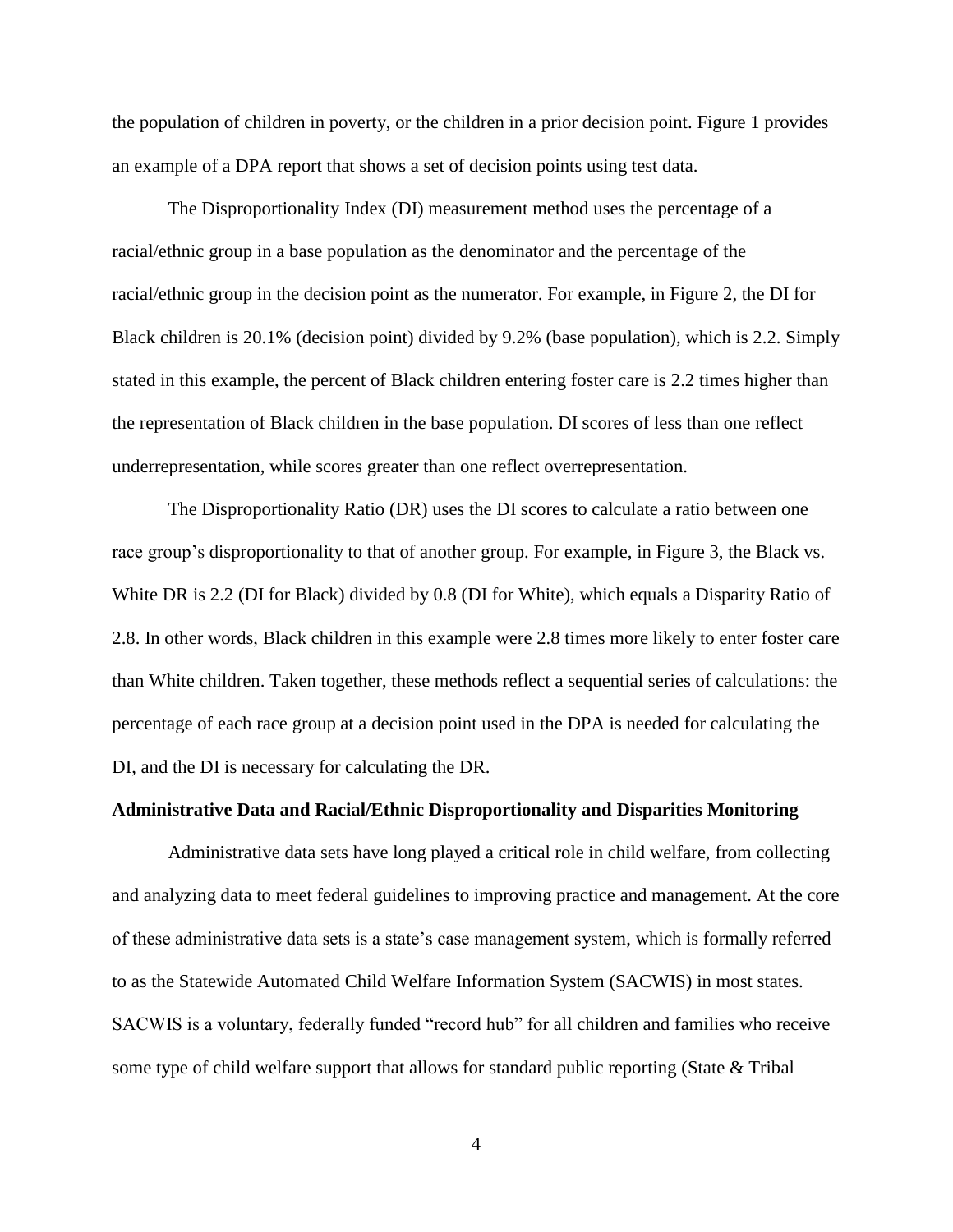the population of children in poverty, or the children in a prior decision point. Figure 1 provides an example of a DPA report that shows a set of decision points using test data.

The Disproportionality Index (DI) measurement method uses the percentage of a racial/ethnic group in a base population as the denominator and the percentage of the racial/ethnic group in the decision point as the numerator. For example, in Figure 2, the DI for Black children is 20.1% (decision point) divided by 9.2% (base population), which is 2.2. Simply stated in this example, the percent of Black children entering foster care is 2.2 times higher than the representation of Black children in the base population. DI scores of less than one reflect underrepresentation, while scores greater than one reflect overrepresentation.

The Disproportionality Ratio (DR) uses the DI scores to calculate a ratio between one race group's disproportionality to that of another group. For example, in Figure 3, the Black vs. White DR is 2.2 (DI for Black) divided by 0.8 (DI for White), which equals a Disparity Ratio of 2.8. In other words, Black children in this example were 2.8 times more likely to enter foster care than White children. Taken together, these methods reflect a sequential series of calculations: the percentage of each race group at a decision point used in the DPA is needed for calculating the DI, and the DI is necessary for calculating the DR.

**Administrative Data and Racial/Ethnic Disproportionality and Disparities Monitoring**

Administrative data sets have long played a critical role in child welfare, from collecting and analyzing data to meet federal guidelines to improving practice and management. At the core of these administrative data sets is a state's case management system, which is formally referred to as the Statewide Automated Child Welfare Information System (SACWIS) in most states. SACWIS is a voluntary, federally funded "record hub" for all children and families who receive some type of child welfare support that allows for standard public reporting (State & Tribal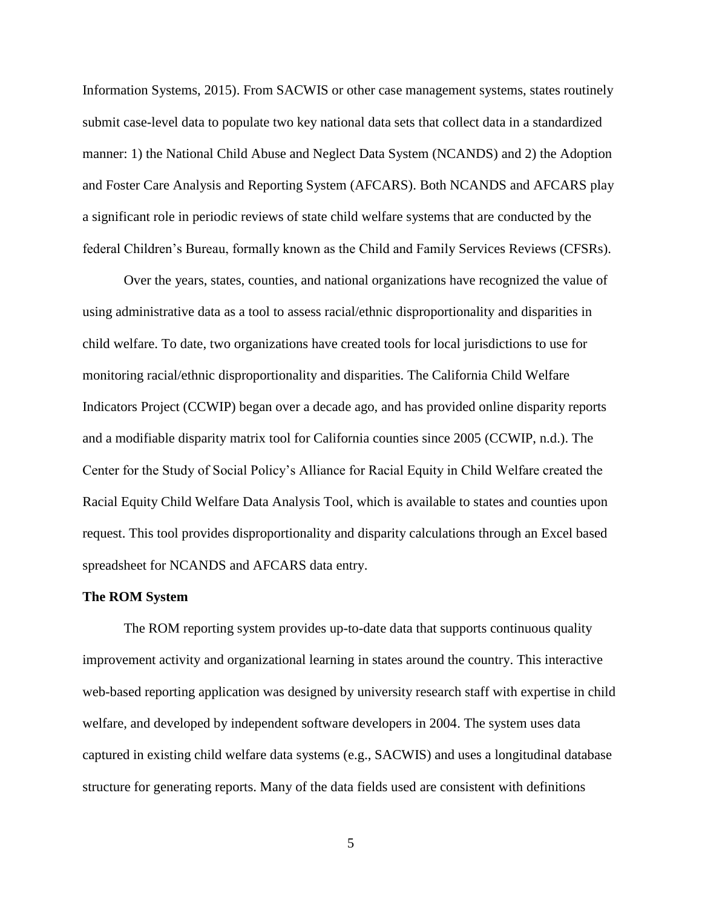Information Systems, 2015). From SACWIS or other case management systems, states routinely submit case-level data to populate two key national data sets that collect data in a standardized manner: 1) the National Child Abuse and Neglect Data System (NCANDS) and 2) the Adoption and Foster Care Analysis and Reporting System (AFCARS). Both NCANDS and AFCARS play a significant role in periodic reviews of state child welfare systems that are conducted by the federal Children's Bureau, formally known as the Child and Family Services Reviews (CFSRs).

Over the years, states, counties, and national organizations have recognized the value of using administrative data as a tool to assess racial/ethnic disproportionality and disparities in child welfare. To date, two organizations have created tools for local jurisdictions to use for monitoring racial/ethnic disproportionality and disparities. The California Child Welfare Indicators Project (CCWIP) began over a decade ago, and has provided online disparity reports and a modifiable disparity matrix tool for California counties since 2005 (CCWIP, n.d.). The Center for the Study of Social Policy's Alliance for Racial Equity in Child Welfare created the Racial Equity Child Welfare Data Analysis Tool, which is available to states and counties upon request. This tool provides disproportionality and disparity calculations through an Excel based spreadsheet for NCANDS and AFCARS data entry.

**The ROM System**

The ROM reporting system provides up-to-date data that supports continuous quality improvement activity and organizational learning in states around the country. This interactive web-based reporting application was designed by university research staff with expertise in child welfare, and developed by independent software developers in 2004. The system uses data captured in existing child welfare data systems (e.g., SACWIS) and uses a longitudinal database structure for generating reports. Many of the data fields used are consistent with definitions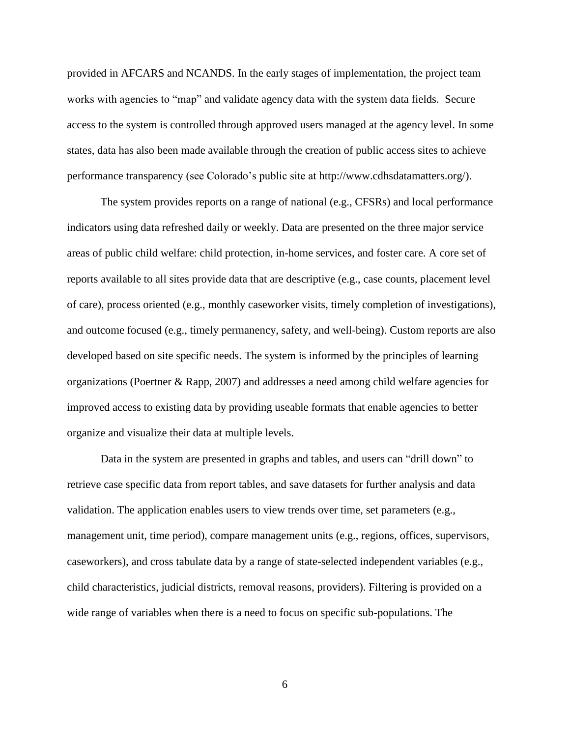provided in AFCARS and NCANDS. In the early stages of implementation, the project team works with agencies to "map" and validate agency data with the system data fields. Secure access to the system is controlled through approved users managed at the agency level. In some states, data has also been made available through the creation of public access sites to achieve performance transparency (see Colorado's public site at http://www.cdhsdatamatters.org/).

The system provides reports on a range of national (e.g., CFSRs) and local performance indicators using data refreshed daily or weekly. Data are presented on the three major service areas of public child welfare: child protection, in-home services, and foster care. A core set of reports available to all sites provide data that are descriptive (e.g., case counts, placement level of care), process oriented (e.g., monthly caseworker visits, timely completion of investigations), and outcome focused (e.g., timely permanency, safety, and well-being). Custom reports are also developed based on site specific needs. The system is informed by the principles of learning organizations (Poertner & Rapp, 2007) and addresses a need among child welfare agencies for improved access to existing data by providing useable formats that enable agencies to better organize and visualize their data at multiple levels.

Data in the system are presented in graphs and tables, and users can "drill down" to retrieve case specific data from report tables, and save datasets for further analysis and data validation. The application enables users to view trends over time, set parameters (e.g., management unit, time period), compare management units (e.g., regions, offices, supervisors, caseworkers), and cross tabulate data by a range of state-selected independent variables (e.g., child characteristics, judicial districts, removal reasons, providers). Filtering is provided on a wide range of variables when there is a need to focus on specific sub-populations. The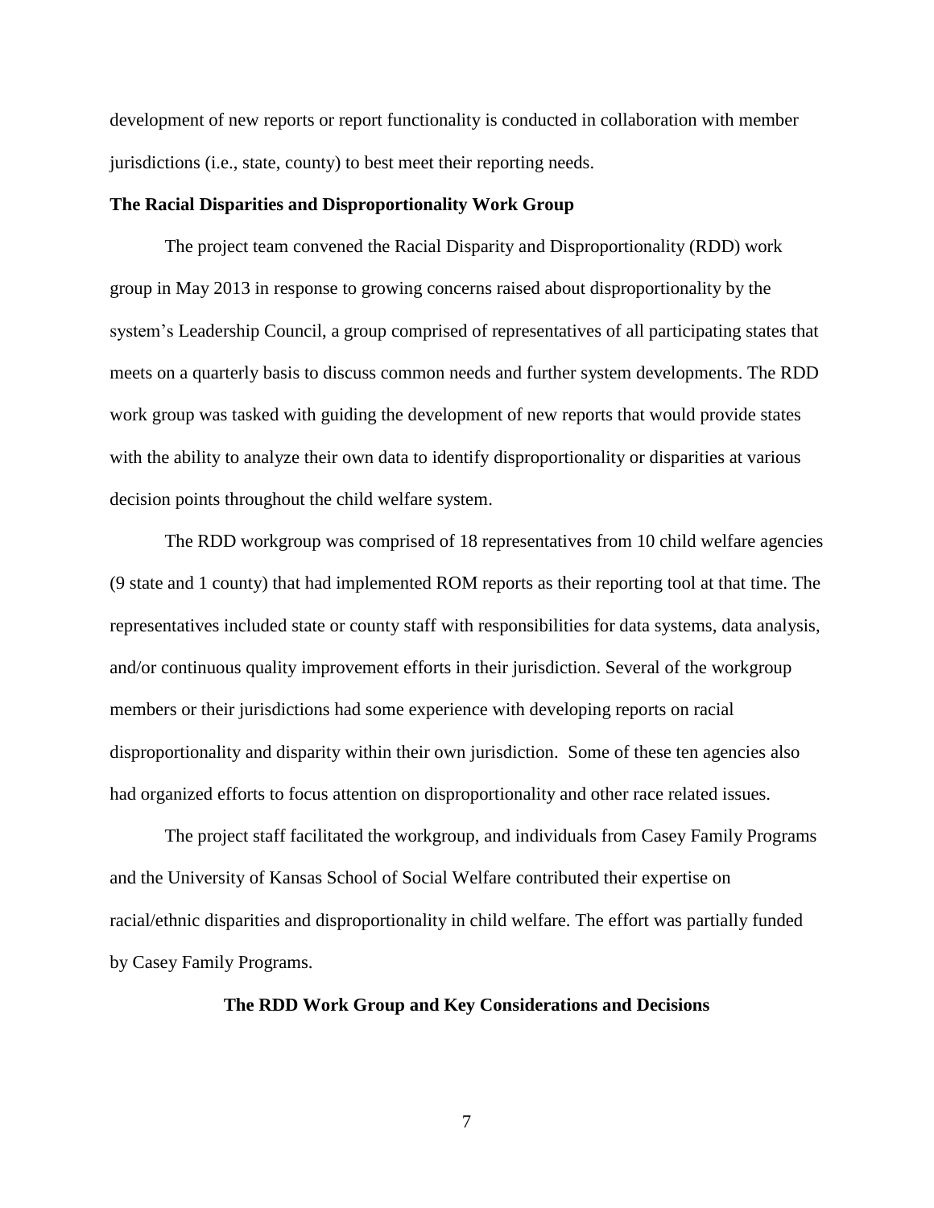development of new reports or report functionality is conducted in collaboration with member jurisdictions (i.e., state, county) to best meet their reporting needs.

**The Racial Disparities and Disproportionality Work Group**

The project team convened the Racial Disparity and Disproportionality (RDD) work group in May 2013 in response to growing concerns raised about disproportionality by the system's Leadership Council, a group comprised of representatives of all participating states that meets on a quarterly basis to discuss common needs and further system developments. The RDD work group was tasked with guiding the development of new reports that would provide states with the ability to analyze their own data to identify disproportionality or disparities at various decision points throughout the child welfare system.

The RDD workgroup was comprised of 18 representatives from 10 child welfare agencies (9 state and 1 county) that had implemented ROM reports as their reporting tool at that time. The representatives included state or county staff with responsibilities for data systems, data analysis, and/or continuous quality improvement efforts in their jurisdiction. Several of the workgroup members or their jurisdictions had some experience with developing reports on racial disproportionality and disparity within their own jurisdiction. Some of these ten agencies also had organized efforts to focus attention on disproportionality and other race related issues.

The project staff facilitated the workgroup, and individuals from Casey Family Programs and the University of Kansas School of Social Welfare contributed their expertise on racial/ethnic disparities and disproportionality in child welfare. The effort was partially funded by Casey Family Programs.

## The RDD Work Group and Key Considerations and Decisions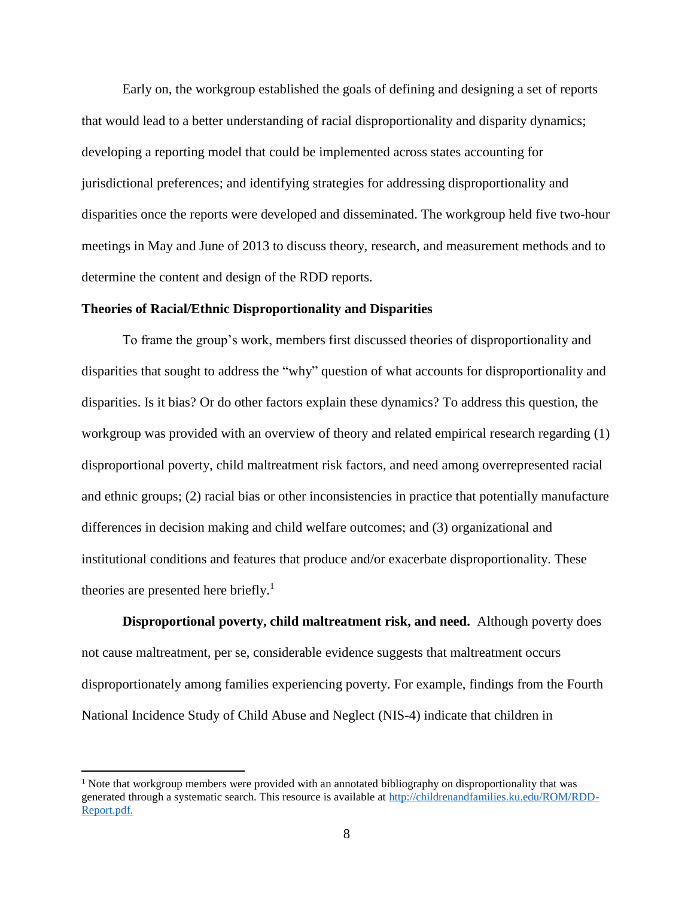Early on, the workgroup established the goals of defining and designing a set of reports that would lead to a better understanding of racial disproportionality and disparity dynamics; developing a reporting model that could be implemented across states accounting for jurisdictional preferences; and identifying strategies for addressing disproportionality and disparities once the reports were developed and disseminated. The workgroup held five two-hour meetings in May and June of 2013 to discuss theory, research, and measurement methods and to determine the content and design of the RDD reports.

## Theories of Racial/Ethnic Disproportionality and Disparities

To frame the group's work, members first discussed theories of disproportionality and disparities that sought to address the "why" question of what accounts for disproportionality and disparities. Is it bias? Or do other factors explain these dynamics? To address this question, the workgroup was provided with an overview of theory and related empirical research regarding (1) disproportional poverty, child maltreatment risk factors, and need among overrepresented racial and ethnic groups; (2) racial bias or other inconsistencies in practice that potentially manufacture differences in decision making and child welfare outcomes; and (3) organizational and institutional conditions and features that produce and/or exacerbate disproportionality. These theories are presented here briefly.[1]

**Disproportional poverty, child maltreatment risk, and need.** Although poverty does not cause maltreatment, per se, considerable evidence suggests that maltreatment occurs disproportionately among families experiencing poverty. For example, findings from the Fourth National Incidence Study of Child Abuse and Neglect (NIS-4) indicate that children in

---

[1] Note that workgroup members were provided with an annotated bibliography on disproportionality that was generated through a systematic search. This resource is available at http://childrenandfamilies.ku.edu/ROM/RDD-Report.pdf.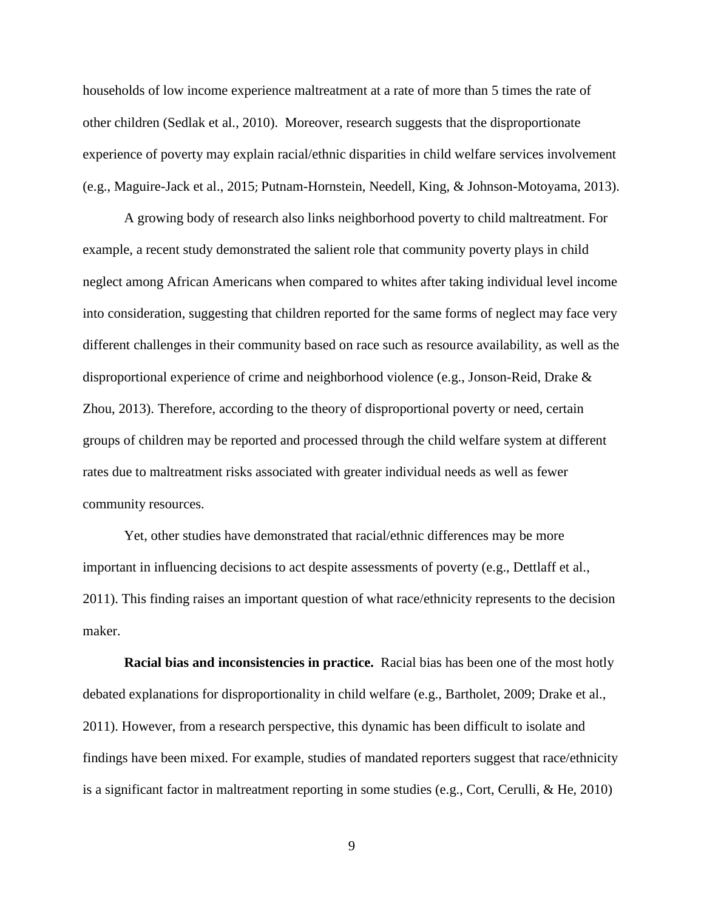households of low income experience maltreatment at a rate of more than 5 times the rate of other children (Sedlak et al., 2010). Moreover, research suggests that the disproportionate experience of poverty may explain racial/ethnic disparities in child welfare services involvement (e.g., Maguire-Jack et al., 2015; Putnam-Hornstein, Needell, King, & Johnson-Motoyama, 2013).

A growing body of research also links neighborhood poverty to child maltreatment. For example, a recent study demonstrated the salient role that community poverty plays in child neglect among African Americans when compared to whites after taking individual level income into consideration, suggesting that children reported for the same forms of neglect may face very different challenges in their community based on race such as resource availability, as well as the disproportional experience of crime and neighborhood violence (e.g., Jonson-Reid, Drake & Zhou, 2013). Therefore, according to the theory of disproportional poverty or need, certain groups of children may be reported and processed through the child welfare system at different rates due to maltreatment risks associated with greater individual needs as well as fewer community resources.

Yet, other studies have demonstrated that racial/ethnic differences may be more important in influencing decisions to act despite assessments of poverty (e.g., Dettlaff et al., 2011). This finding raises an important question of what race/ethnicity represents to the decision maker.

**Racial bias and inconsistencies in practice.** Racial bias has been one of the most hotly debated explanations for disproportionality in child welfare (e.g., Bartholet, 2009; Drake et al., 2011). However, from a research perspective, this dynamic has been difficult to isolate and findings have been mixed. For example, studies of mandated reporters suggest that race/ethnicity is a significant factor in maltreatment reporting in some studies (e.g., Cort, Cerulli, & He, 2010)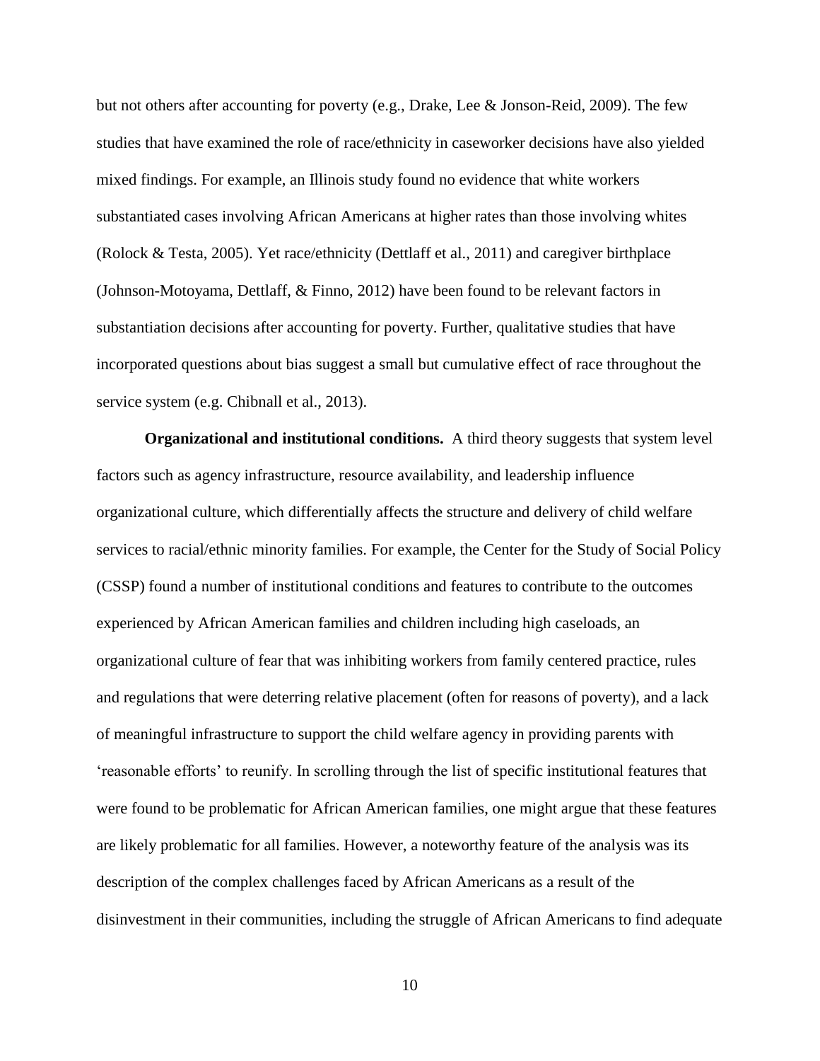but not others after accounting for poverty (e.g., Drake, Lee & Jonson-Reid, 2009). The few studies that have examined the role of race/ethnicity in caseworker decisions have also yielded mixed findings. For example, an Illinois study found no evidence that white workers substantiated cases involving African Americans at higher rates than those involving whites (Rolock & Testa, 2005). Yet race/ethnicity (Dettlaff et al., 2011) and caregiver birthplace (Johnson-Motoyama, Dettlaff, & Finno, 2012) have been found to be relevant factors in substantiation decisions after accounting for poverty. Further, qualitative studies that have incorporated questions about bias suggest a small but cumulative effect of race throughout the service system (e.g. Chibnall et al., 2013).

**Organizational and institutional conditions.** A third theory suggests that system level factors such as agency infrastructure, resource availability, and leadership influence organizational culture, which differentially affects the structure and delivery of child welfare services to racial/ethnic minority families. For example, the Center for the Study of Social Policy (CSSP) found a number of institutional conditions and features to contribute to the outcomes experienced by African American families and children including high caseloads, an organizational culture of fear that was inhibiting workers from family centered practice, rules and regulations that were deterring relative placement (often for reasons of poverty), and a lack of meaningful infrastructure to support the child welfare agency in providing parents with 'reasonable efforts' to reunify. In scrolling through the list of specific institutional features that were found to be problematic for African American families, one might argue that these features are likely problematic for all families. However, a noteworthy feature of the analysis was its description of the complex challenges faced by African Americans as a result of the disinvestment in their communities, including the struggle of African Americans to find adequate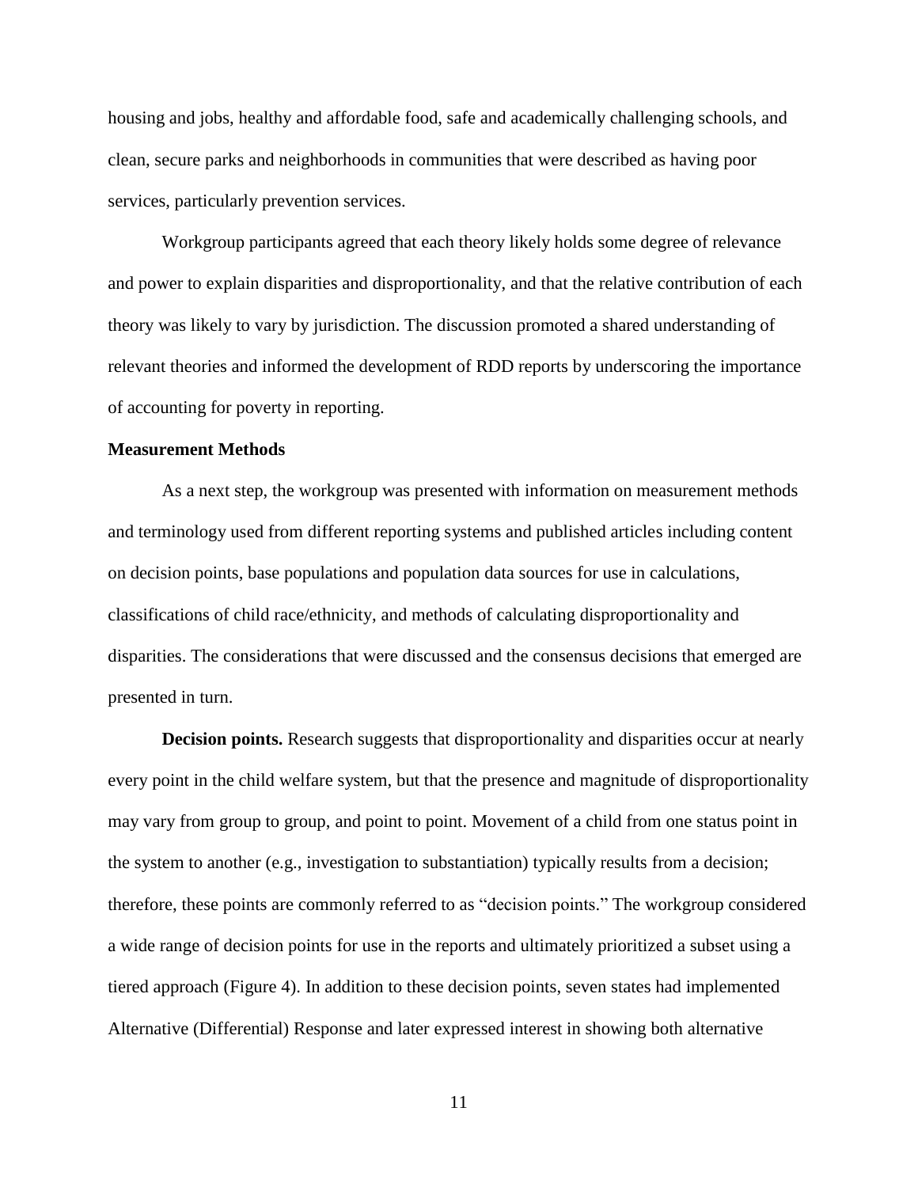housing and jobs, healthy and affordable food, safe and academically challenging schools, and clean, secure parks and neighborhoods in communities that were described as having poor services, particularly prevention services.

Workgroup participants agreed that each theory likely holds some degree of relevance and power to explain disparities and disproportionality, and that the relative contribution of each theory was likely to vary by jurisdiction. The discussion promoted a shared understanding of relevant theories and informed the development of RDD reports by underscoring the importance of accounting for poverty in reporting.

### Measurement Methods

As a next step, the workgroup was presented with information on measurement methods and terminology used from different reporting systems and published articles including content on decision points, base populations and population data sources for use in calculations, classifications of child race/ethnicity, and methods of calculating disproportionality and disparities. The considerations that were discussed and the consensus decisions that emerged are presented in turn.

**Decision points.** Research suggests that disproportionality and disparities occur at nearly every point in the child welfare system, but that the presence and magnitude of disproportionality may vary from group to group, and point to point. Movement of a child from one status point in the system to another (e.g., investigation to substantiation) typically results from a decision; therefore, these points are commonly referred to as "decision points." The workgroup considered a wide range of decision points for use in the reports and ultimately prioritized a subset using a tiered approach (Figure 4). In addition to these decision points, seven states had implemented Alternative (Differential) Response and later expressed interest in showing both alternative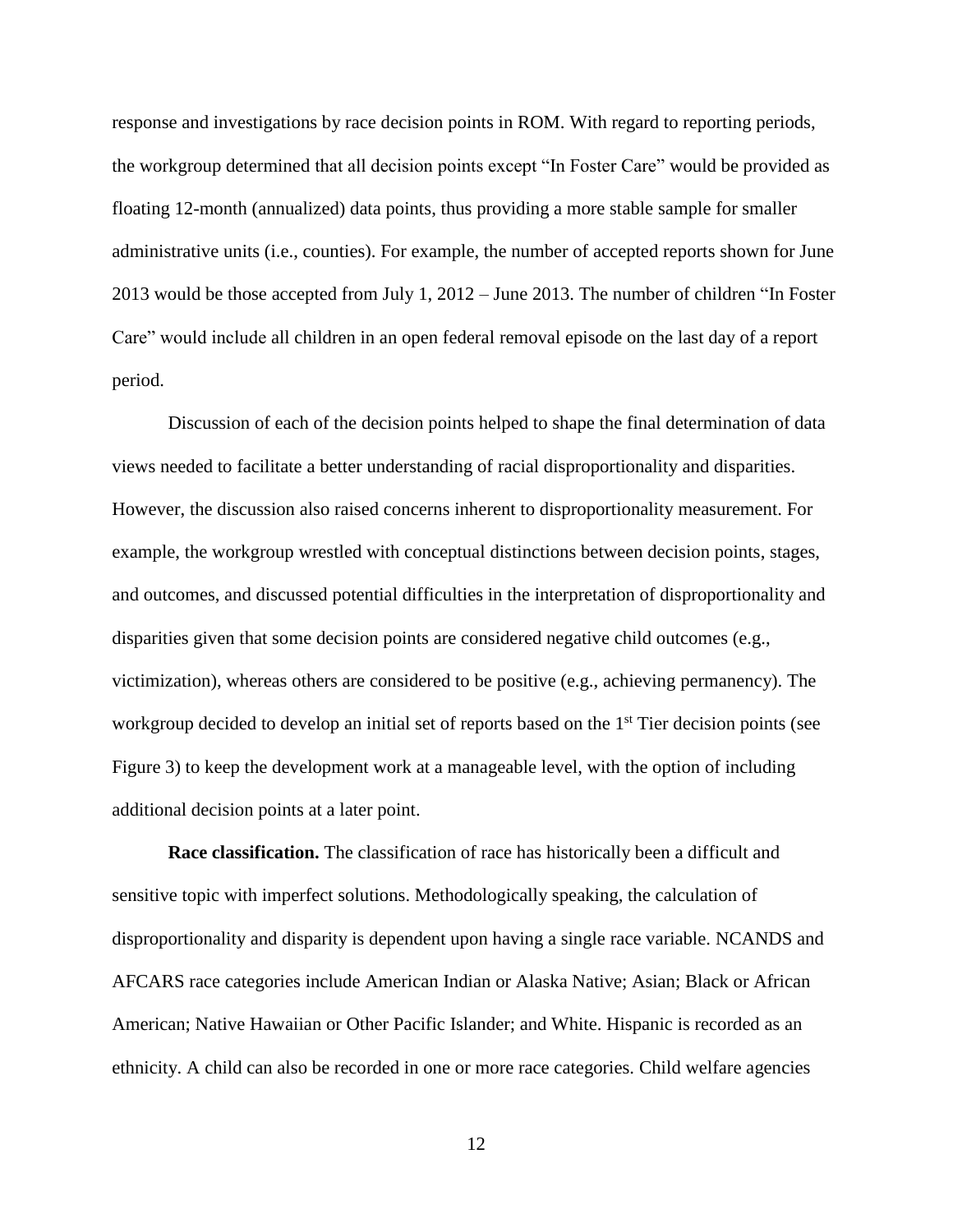response and investigations by race decision points in ROM. With regard to reporting periods, the workgroup determined that all decision points except "In Foster Care" would be provided as floating 12-month (annualized) data points, thus providing a more stable sample for smaller administrative units (i.e., counties). For example, the number of accepted reports shown for June 2013 would be those accepted from July 1, 2012 – June 2013. The number of children "In Foster Care" would include all children in an open federal removal episode on the last day of a report period.

Discussion of each of the decision points helped to shape the final determination of data views needed to facilitate a better understanding of racial disproportionality and disparities. However, the discussion also raised concerns inherent to disproportionality measurement. For example, the workgroup wrestled with conceptual distinctions between decision points, stages, and outcomes, and discussed potential difficulties in the interpretation of disproportionality and disparities given that some decision points are considered negative child outcomes (e.g., victimization), whereas others are considered to be positive (e.g., achieving permanency). The workgroup decided to develop an initial set of reports based on the 1st Tier decision points (see Figure 3) to keep the development work at a manageable level, with the option of including additional decision points at a later point.

**Race classification.** The classification of race has historically been a difficult and sensitive topic with imperfect solutions. Methodologically speaking, the calculation of disproportionality and disparity is dependent upon having a single race variable. NCANDS and AFCARS race categories include American Indian or Alaska Native; Asian; Black or African American; Native Hawaiian or Other Pacific Islander; and White. Hispanic is recorded as an ethnicity. A child can also be recorded in one or more race categories. Child welfare agencies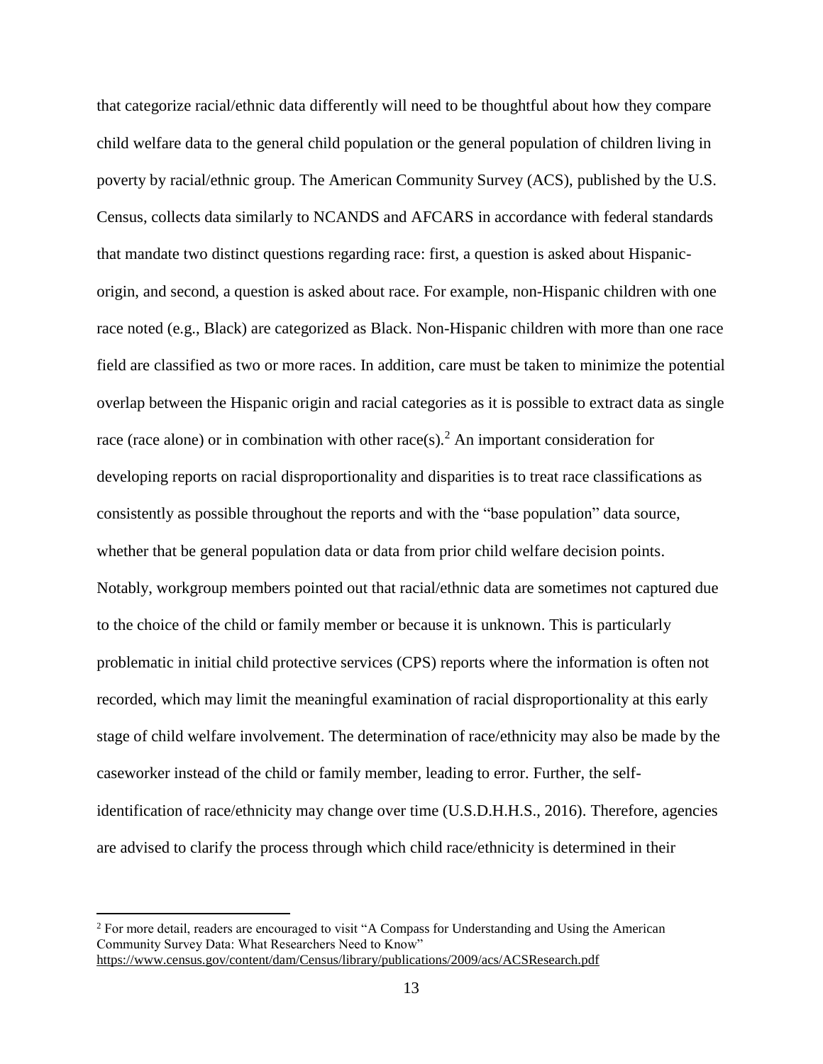that categorize racial/ethnic data differently will need to be thoughtful about how they compare child welfare data to the general child population or the general population of children living in poverty by racial/ethnic group. The American Community Survey (ACS), published by the U.S. Census, collects data similarly to NCANDS and AFCARS in accordance with federal standards that mandate two distinct questions regarding race: first, a question is asked about Hispanic-origin, and second, a question is asked about race. For example, non-Hispanic children with one race noted (e.g., Black) are categorized as Black. Non-Hispanic children with more than one race field are classified as two or more races. In addition, care must be taken to minimize the potential overlap between the Hispanic origin and racial categories as it is possible to extract data as single race (race alone) or in combination with other race(s).[2] An important consideration for developing reports on racial disproportionality and disparities is to treat race classifications as consistently as possible throughout the reports and with the "base population" data source, whether that be general population data or data from prior child welfare decision points. Notably, workgroup members pointed out that racial/ethnic data are sometimes not captured due to the choice of the child or family member or because it is unknown. This is particularly problematic in initial child protective services (CPS) reports where the information is often not recorded, which may limit the meaningful examination of racial disproportionality at this early stage of child welfare involvement. The determination of race/ethnicity may also be made by the caseworker instead of the child or family member, leading to error. Further, the self-identification of race/ethnicity may change over time (U.S.D.H.H.S., 2016). Therefore, agencies are advised to clarify the process through which child race/ethnicity is determined in their

[2] For more detail, readers are encouraged to visit "A Compass for Understanding and Using the American Community Survey Data: What Researchers Need to Know" https://www.census.gov/content/dam/Census/library/publications/2009/acs/ACSResearch.pdf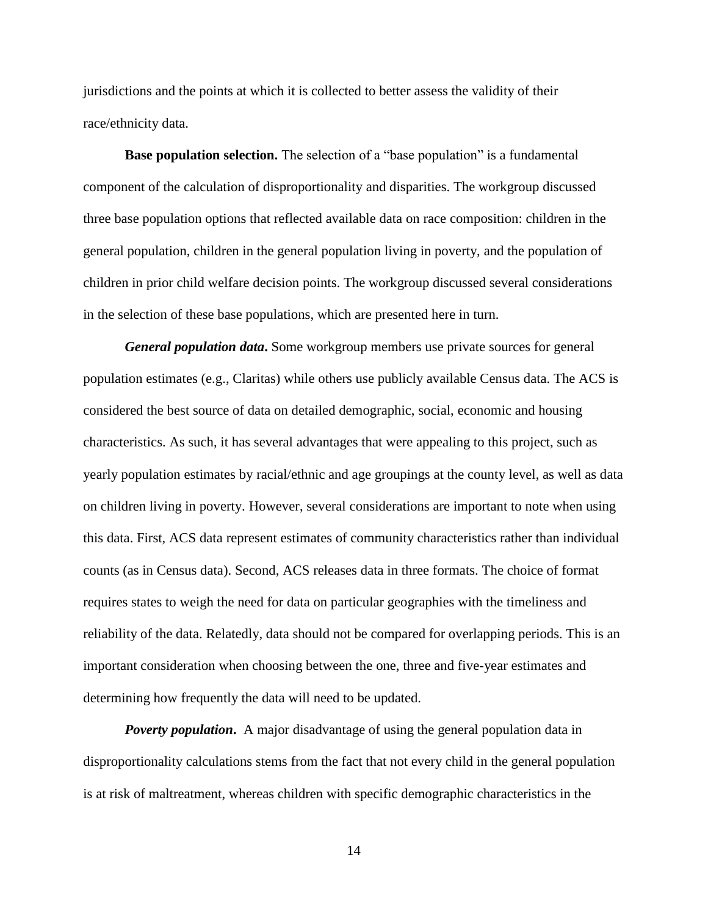jurisdictions and the points at which it is collected to better assess the validity of their race/ethnicity data.

**Base population selection.** The selection of a "base population" is a fundamental component of the calculation of disproportionality and disparities. The workgroup discussed three base population options that reflected available data on race composition: children in the general population, children in the general population living in poverty, and the population of children in prior child welfare decision points. The workgroup discussed several considerations in the selection of these base populations, which are presented here in turn.

***General population data*.** Some workgroup members use private sources for general population estimates (e.g., Claritas) while others use publicly available Census data. The ACS is considered the best source of data on detailed demographic, social, economic and housing characteristics. As such, it has several advantages that were appealing to this project, such as yearly population estimates by racial/ethnic and age groupings at the county level, as well as data on children living in poverty. However, several considerations are important to note when using this data. First, ACS data represent estimates of community characteristics rather than individual counts (as in Census data). Second, ACS releases data in three formats. The choice of format requires states to weigh the need for data on particular geographies with the timeliness and reliability of the data. Relatedly, data should not be compared for overlapping periods. This is an important consideration when choosing between the one, three and five-year estimates and determining how frequently the data will need to be updated.

***Poverty population*.** A major disadvantage of using the general population data in disproportionality calculations stems from the fact that not every child in the general population is at risk of maltreatment, whereas children with specific demographic characteristics in the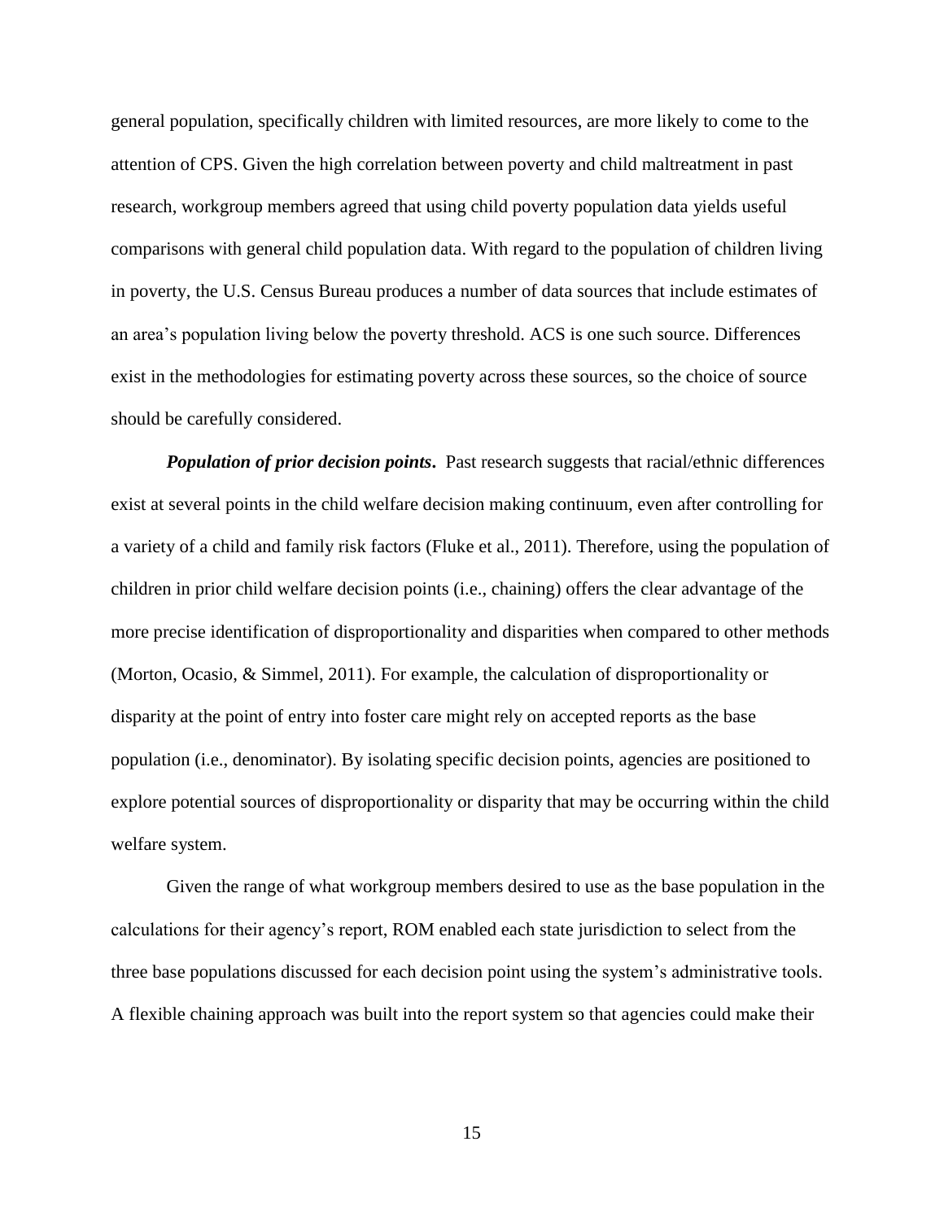general population, specifically children with limited resources, are more likely to come to the attention of CPS. Given the high correlation between poverty and child maltreatment in past research, workgroup members agreed that using child poverty population data yields useful comparisons with general child population data. With regard to the population of children living in poverty, the U.S. Census Bureau produces a number of data sources that include estimates of an area's population living below the poverty threshold. ACS is one such source. Differences exist in the methodologies for estimating poverty across these sources, so the choice of source should be carefully considered.

***Population of prior decision points*.** Past research suggests that racial/ethnic differences exist at several points in the child welfare decision making continuum, even after controlling for a variety of a child and family risk factors (Fluke et al., 2011). Therefore, using the population of children in prior child welfare decision points (i.e., chaining) offers the clear advantage of the more precise identification of disproportionality and disparities when compared to other methods (Morton, Ocasio, & Simmel, 2011). For example, the calculation of disproportionality or disparity at the point of entry into foster care might rely on accepted reports as the base population (i.e., denominator). By isolating specific decision points, agencies are positioned to explore potential sources of disproportionality or disparity that may be occurring within the child welfare system.

Given the range of what workgroup members desired to use as the base population in the calculations for their agency's report, ROM enabled each state jurisdiction to select from the three base populations discussed for each decision point using the system's administrative tools. A flexible chaining approach was built into the report system so that agencies could make their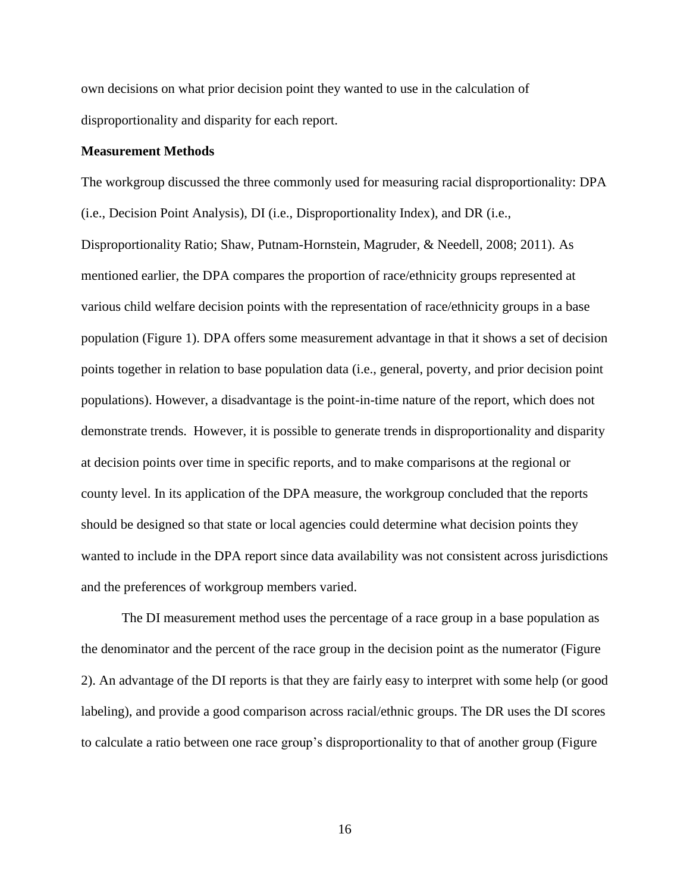own decisions on what prior decision point they wanted to use in the calculation of disproportionality and disparity for each report.

**Measurement Methods**

The workgroup discussed the three commonly used for measuring racial disproportionality: DPA (i.e., Decision Point Analysis), DI (i.e., Disproportionality Index), and DR (i.e., Disproportionality Ratio; Shaw, Putnam-Hornstein, Magruder, & Needell, 2008; 2011). As mentioned earlier, the DPA compares the proportion of race/ethnicity groups represented at various child welfare decision points with the representation of race/ethnicity groups in a base population (Figure 1). DPA offers some measurement advantage in that it shows a set of decision points together in relation to base population data (i.e., general, poverty, and prior decision point populations). However, a disadvantage is the point-in-time nature of the report, which does not demonstrate trends. However, it is possible to generate trends in disproportionality and disparity at decision points over time in specific reports, and to make comparisons at the regional or county level. In its application of the DPA measure, the workgroup concluded that the reports should be designed so that state or local agencies could determine what decision points they wanted to include in the DPA report since data availability was not consistent across jurisdictions and the preferences of workgroup members varied.

The DI measurement method uses the percentage of a race group in a base population as the denominator and the percent of the race group in the decision point as the numerator (Figure 2). An advantage of the DI reports is that they are fairly easy to interpret with some help (or good labeling), and provide a good comparison across racial/ethnic groups. The DR uses the DI scores to calculate a ratio between one race group's disproportionality to that of another group (Figure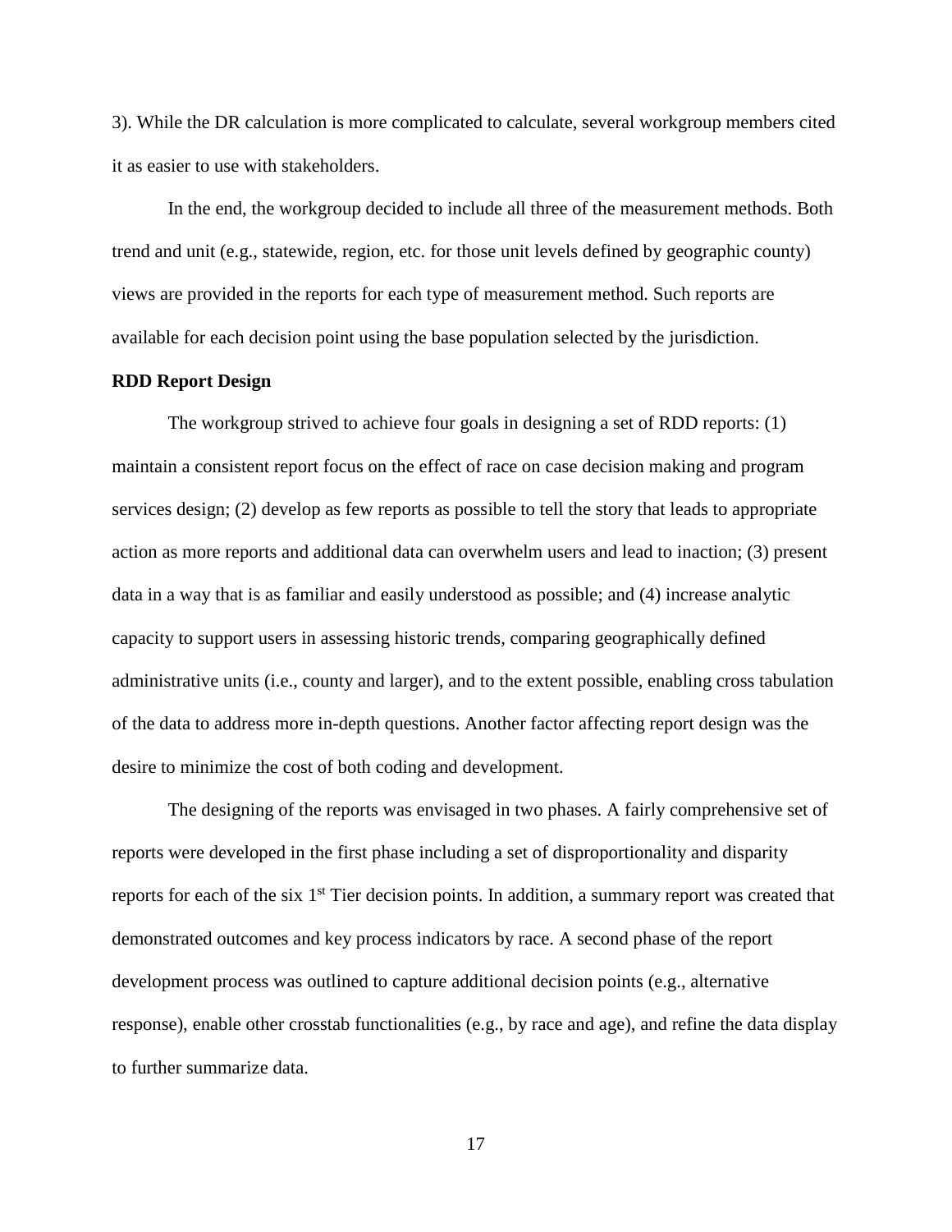3). While the DR calculation is more complicated to calculate, several workgroup members cited it as easier to use with stakeholders.

In the end, the workgroup decided to include all three of the measurement methods. Both trend and unit (e.g., statewide, region, etc. for those unit levels defined by geographic county) views are provided in the reports for each type of measurement method. Such reports are available for each decision point using the base population selected by the jurisdiction.

**RDD Report Design**

The workgroup strived to achieve four goals in designing a set of RDD reports: (1) maintain a consistent report focus on the effect of race on case decision making and program services design; (2) develop as few reports as possible to tell the story that leads to appropriate action as more reports and additional data can overwhelm users and lead to inaction; (3) present data in a way that is as familiar and easily understood as possible; and (4) increase analytic capacity to support users in assessing historic trends, comparing geographically defined administrative units (i.e., county and larger), and to the extent possible, enabling cross tabulation of the data to address more in-depth questions. Another factor affecting report design was the desire to minimize the cost of both coding and development.

The designing of the reports was envisaged in two phases. A fairly comprehensive set of reports were developed in the first phase including a set of disproportionality and disparity reports for each of the six 1st Tier decision points. In addition, a summary report was created that demonstrated outcomes and key process indicators by race. A second phase of the report development process was outlined to capture additional decision points (e.g., alternative response), enable other crosstab functionalities (e.g., by race and age), and refine the data display to further summarize data.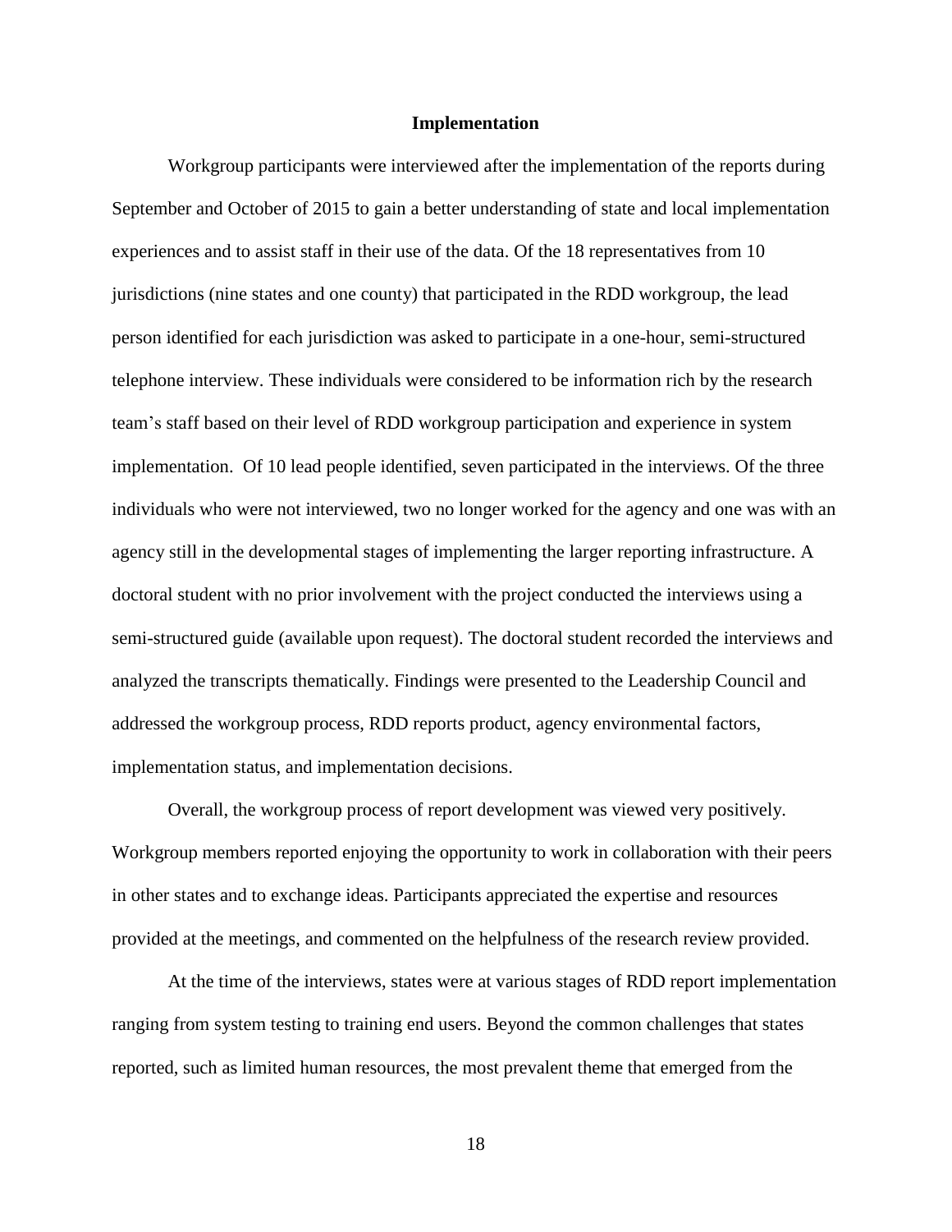## Implementation

Workgroup participants were interviewed after the implementation of the reports during September and October of 2015 to gain a better understanding of state and local implementation experiences and to assist staff in their use of the data. Of the 18 representatives from 10 jurisdictions (nine states and one county) that participated in the RDD workgroup, the lead person identified for each jurisdiction was asked to participate in a one-hour, semi-structured telephone interview. These individuals were considered to be information rich by the research team's staff based on their level of RDD workgroup participation and experience in system implementation. Of 10 lead people identified, seven participated in the interviews. Of the three individuals who were not interviewed, two no longer worked for the agency and one was with an agency still in the developmental stages of implementing the larger reporting infrastructure. A doctoral student with no prior involvement with the project conducted the interviews using a semi-structured guide (available upon request). The doctoral student recorded the interviews and analyzed the transcripts thematically. Findings were presented to the Leadership Council and addressed the workgroup process, RDD reports product, agency environmental factors, implementation status, and implementation decisions.

Overall, the workgroup process of report development was viewed very positively. Workgroup members reported enjoying the opportunity to work in collaboration with their peers in other states and to exchange ideas. Participants appreciated the expertise and resources provided at the meetings, and commented on the helpfulness of the research review provided.

At the time of the interviews, states were at various stages of RDD report implementation ranging from system testing to training end users. Beyond the common challenges that states reported, such as limited human resources, the most prevalent theme that emerged from the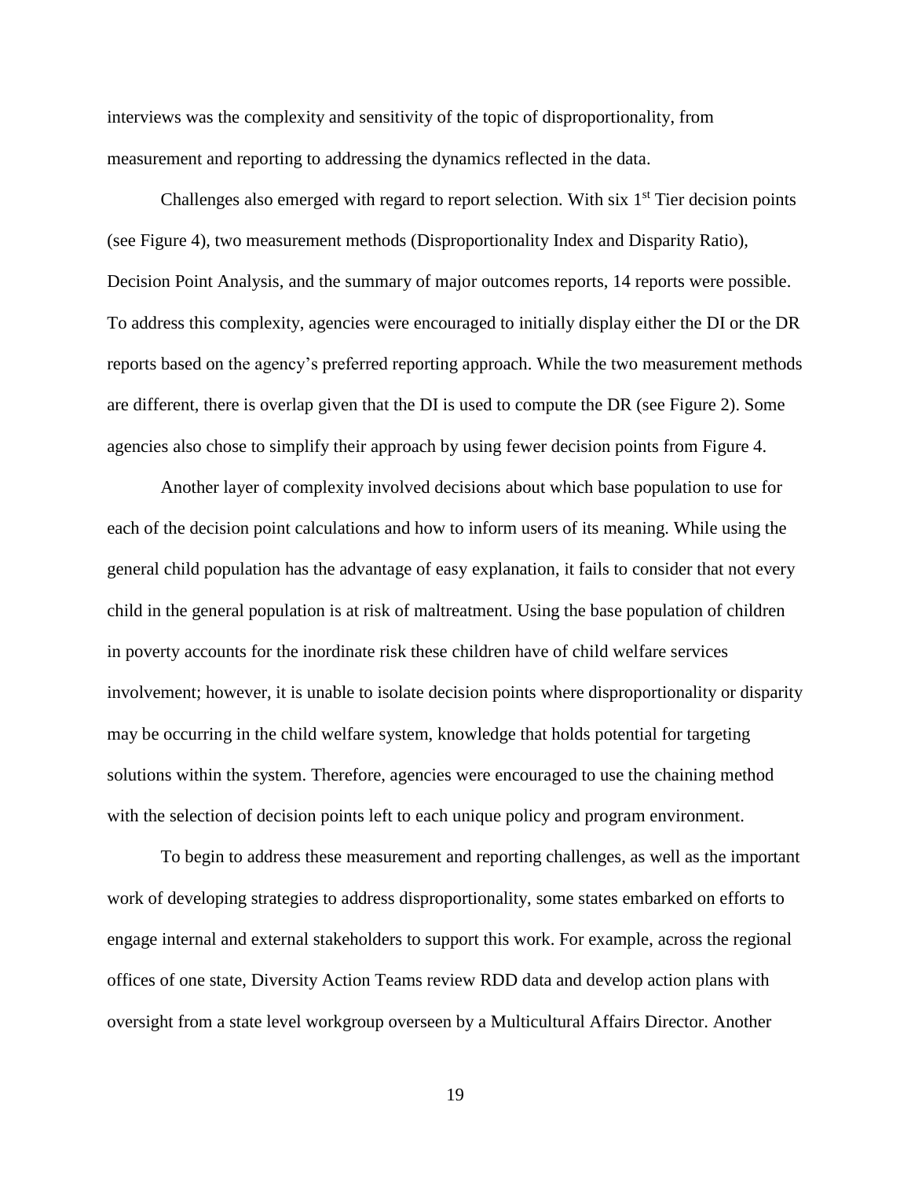interviews was the complexity and sensitivity of the topic of disproportionality, from measurement and reporting to addressing the dynamics reflected in the data.

Challenges also emerged with regard to report selection. With six 1st Tier decision points (see Figure 4), two measurement methods (Disproportionality Index and Disparity Ratio), Decision Point Analysis, and the summary of major outcomes reports, 14 reports were possible. To address this complexity, agencies were encouraged to initially display either the DI or the DR reports based on the agency's preferred reporting approach. While the two measurement methods are different, there is overlap given that the DI is used to compute the DR (see Figure 2). Some agencies also chose to simplify their approach by using fewer decision points from Figure 4.

Another layer of complexity involved decisions about which base population to use for each of the decision point calculations and how to inform users of its meaning. While using the general child population has the advantage of easy explanation, it fails to consider that not every child in the general population is at risk of maltreatment. Using the base population of children in poverty accounts for the inordinate risk these children have of child welfare services involvement; however, it is unable to isolate decision points where disproportionality or disparity may be occurring in the child welfare system, knowledge that holds potential for targeting solutions within the system. Therefore, agencies were encouraged to use the chaining method with the selection of decision points left to each unique policy and program environment.

To begin to address these measurement and reporting challenges, as well as the important work of developing strategies to address disproportionality, some states embarked on efforts to engage internal and external stakeholders to support this work. For example, across the regional offices of one state, Diversity Action Teams review RDD data and develop action plans with oversight from a state level workgroup overseen by a Multicultural Affairs Director. Another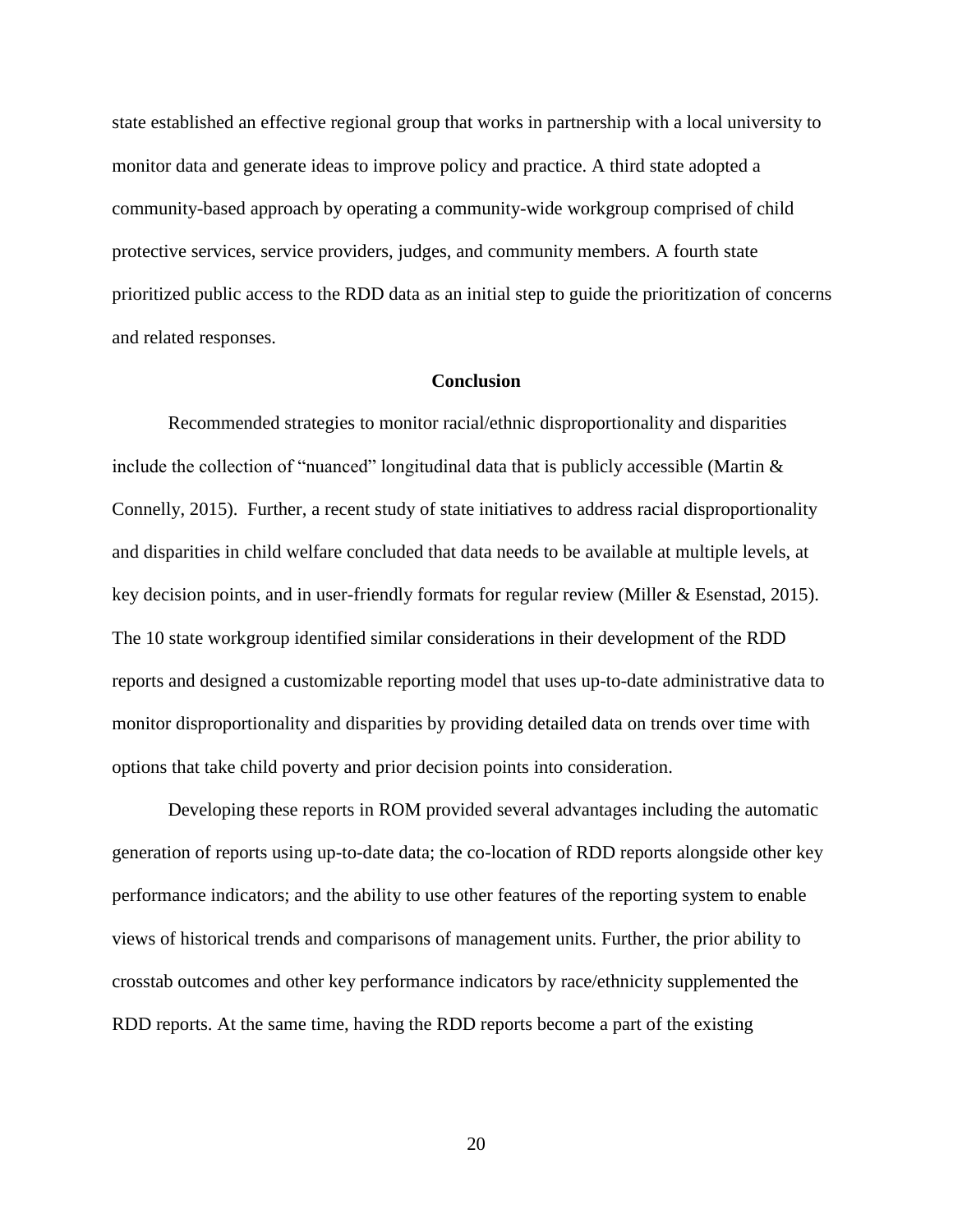state established an effective regional group that works in partnership with a local university to monitor data and generate ideas to improve policy and practice. A third state adopted a community-based approach by operating a community-wide workgroup comprised of child protective services, service providers, judges, and community members. A fourth state prioritized public access to the RDD data as an initial step to guide the prioritization of concerns and related responses.

## Conclusion

Recommended strategies to monitor racial/ethnic disproportionality and disparities include the collection of "nuanced" longitudinal data that is publicly accessible (Martin & Connelly, 2015). Further, a recent study of state initiatives to address racial disproportionality and disparities in child welfare concluded that data needs to be available at multiple levels, at key decision points, and in user-friendly formats for regular review (Miller & Esenstad, 2015). The 10 state workgroup identified similar considerations in their development of the RDD reports and designed a customizable reporting model that uses up-to-date administrative data to monitor disproportionality and disparities by providing detailed data on trends over time with options that take child poverty and prior decision points into consideration.

Developing these reports in ROM provided several advantages including the automatic generation of reports using up-to-date data; the co-location of RDD reports alongside other key performance indicators; and the ability to use other features of the reporting system to enable views of historical trends and comparisons of management units. Further, the prior ability to crosstab outcomes and other key performance indicators by race/ethnicity supplemented the RDD reports. At the same time, having the RDD reports become a part of the existing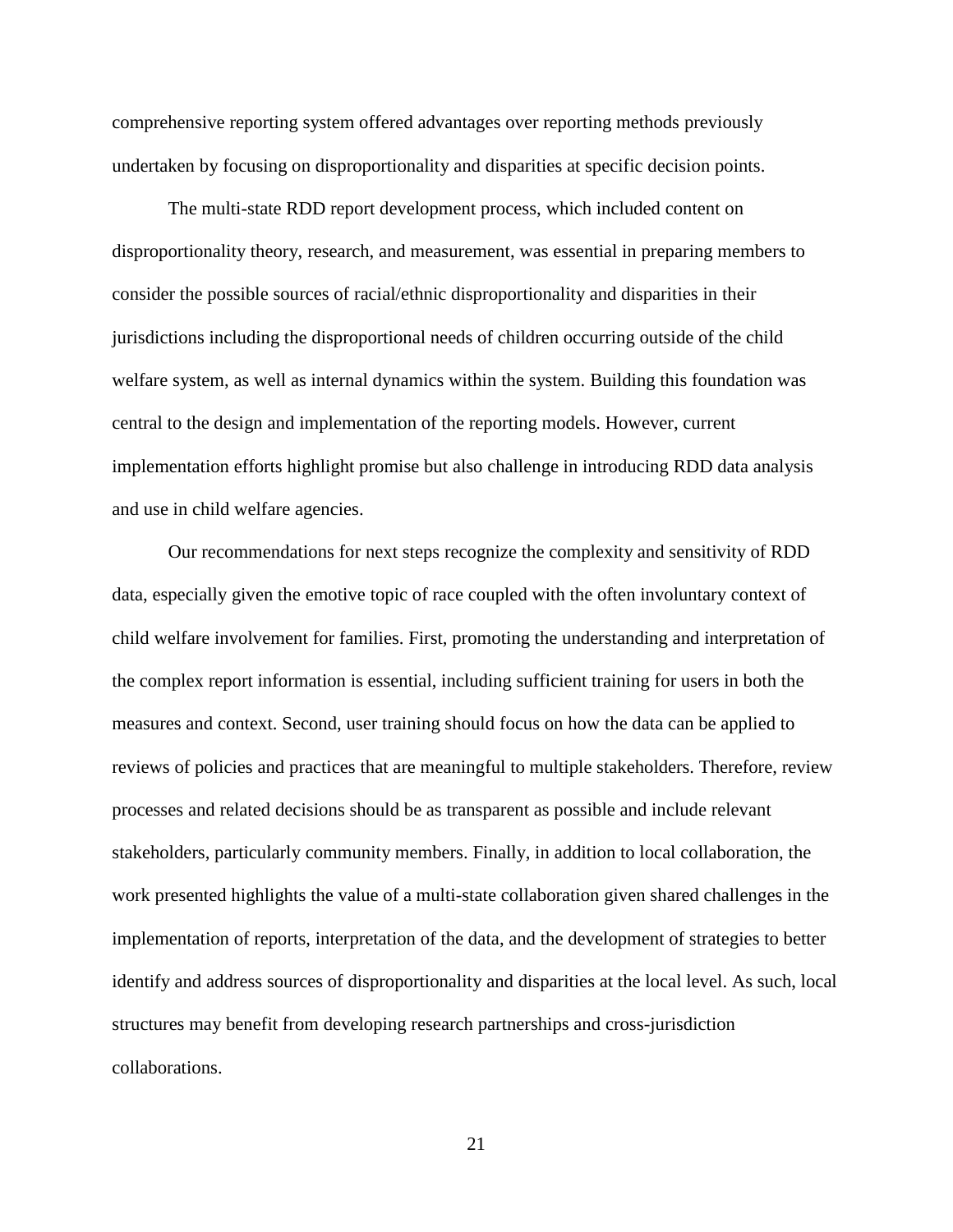comprehensive reporting system offered advantages over reporting methods previously undertaken by focusing on disproportionality and disparities at specific decision points.

The multi-state RDD report development process, which included content on disproportionality theory, research, and measurement, was essential in preparing members to consider the possible sources of racial/ethnic disproportionality and disparities in their jurisdictions including the disproportional needs of children occurring outside of the child welfare system, as well as internal dynamics within the system. Building this foundation was central to the design and implementation of the reporting models. However, current implementation efforts highlight promise but also challenge in introducing RDD data analysis and use in child welfare agencies.

Our recommendations for next steps recognize the complexity and sensitivity of RDD data, especially given the emotive topic of race coupled with the often involuntary context of child welfare involvement for families. First, promoting the understanding and interpretation of the complex report information is essential, including sufficient training for users in both the measures and context. Second, user training should focus on how the data can be applied to reviews of policies and practices that are meaningful to multiple stakeholders. Therefore, review processes and related decisions should be as transparent as possible and include relevant stakeholders, particularly community members. Finally, in addition to local collaboration, the work presented highlights the value of a multi-state collaboration given shared challenges in the implementation of reports, interpretation of the data, and the development of strategies to better identify and address sources of disproportionality and disparities at the local level. As such, local structures may benefit from developing research partnerships and cross-jurisdiction collaborations.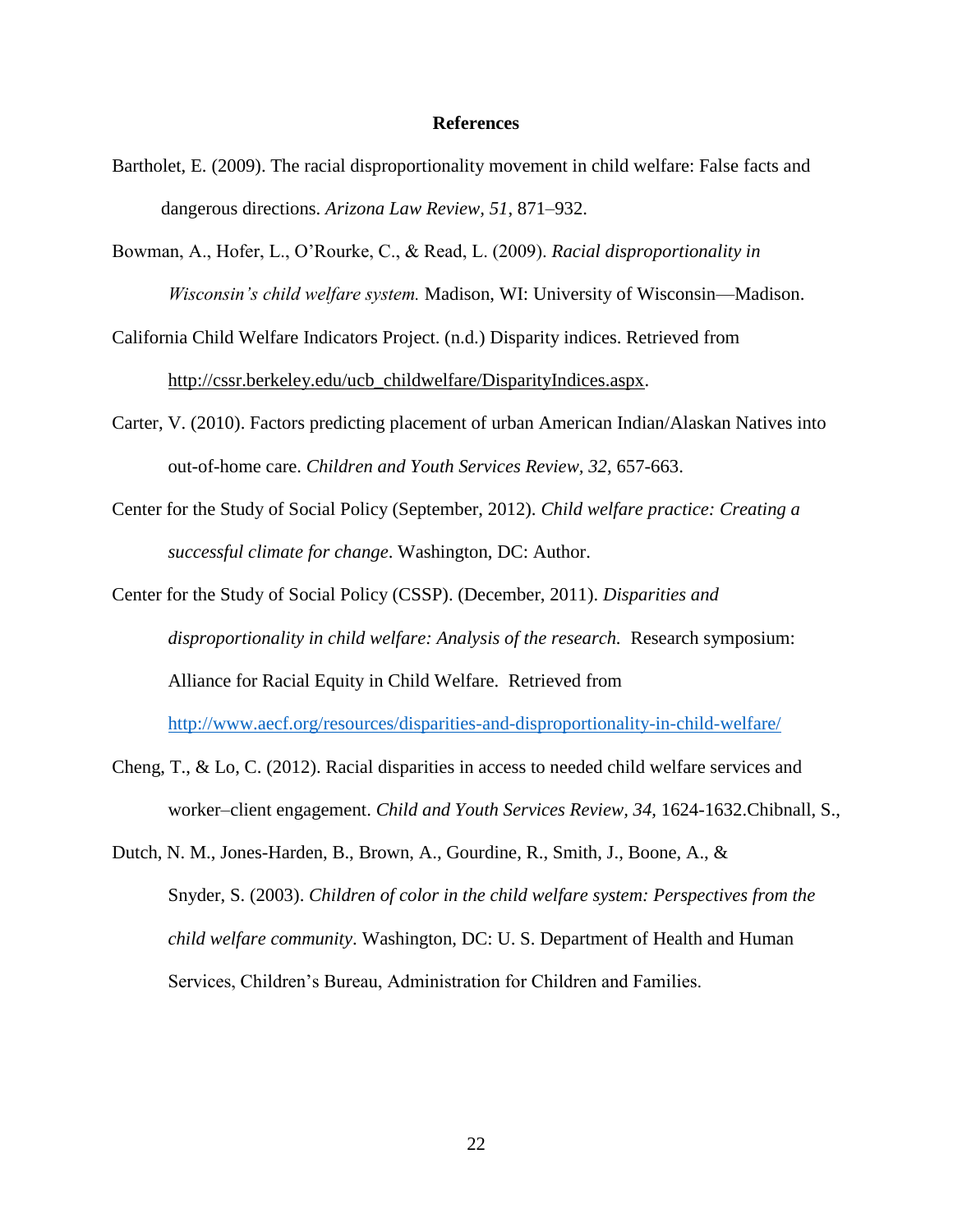**References**

Bartholet, E. (2009). The racial disproportionality movement in child welfare: False facts and dangerous directions. *Arizona Law Review, 51*, 871–932.

Bowman, A., Hofer, L., O'Rourke, C., & Read, L. (2009). *Racial disproportionality in Wisconsin's child welfare system.* Madison, WI: University of Wisconsin—Madison.

California Child Welfare Indicators Project. (n.d.) Disparity indices. Retrieved from http://cssr.berkeley.edu/ucb_childwelfare/DisparityIndices.aspx.

Carter, V. (2010). Factors predicting placement of urban American Indian/Alaskan Natives into out-of-home care. *Children and Youth Services Review, 32,* 657-663.

Center for the Study of Social Policy (September, 2012). *Child welfare practice: Creating a successful climate for change*. Washington, DC: Author.

Center for the Study of Social Policy (CSSP). (December, 2011). *Disparities and disproportionality in child welfare: Analysis of the research.* Research symposium: Alliance for Racial Equity in Child Welfare. Retrieved from http://www.aecf.org/resources/disparities-and-disproportionality-in-child-welfare/

Cheng, T., & Lo, C. (2012). Racial disparities in access to needed child welfare services and worker–client engagement. *Child and Youth Services Review, 34,* 1624-1632.Chibnall, S.,

Dutch, N. M., Jones-Harden, B., Brown, A., Gourdine, R., Smith, J., Boone, A., & Snyder, S. (2003). *Children of color in the child welfare system: Perspectives from the child welfare community*. Washington, DC: U. S. Department of Health and Human Services, Children's Bureau, Administration for Children and Families.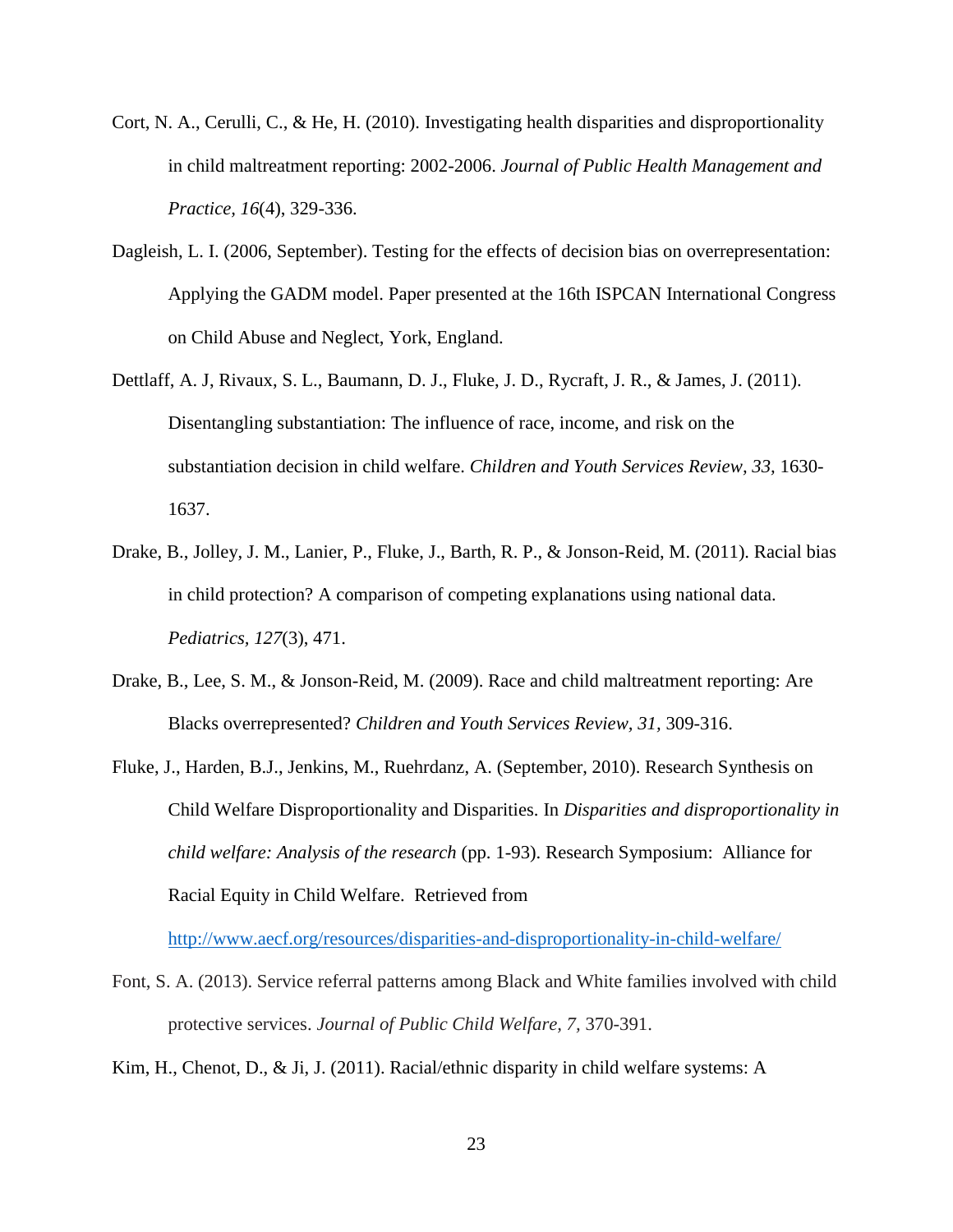Cort, N. A., Cerulli, C., & He, H. (2010). Investigating health disparities and disproportionality in child maltreatment reporting: 2002-2006. *Journal of Public Health Management and Practice*, *16*(4), 329-336.

Dagleish, L. I. (2006, September). Testing for the effects of decision bias on overrepresentation: Applying the GADM model. Paper presented at the 16th ISPCAN International Congress on Child Abuse and Neglect, York, England.

Dettlaff, A. J, Rivaux, S. L., Baumann, D. J., Fluke, J. D., Rycraft, J. R., & James, J. (2011). Disentangling substantiation: The influence of race, income, and risk on the substantiation decision in child welfare. *Children and Youth Services Review, 33,* 1630-1637.

Drake, B., Jolley, J. M., Lanier, P., Fluke, J., Barth, R. P., & Jonson-Reid, M. (2011). Racial bias in child protection? A comparison of competing explanations using national data. *Pediatrics*, *127*(3), 471.

Drake, B., Lee, S. M., & Jonson-Reid, M. (2009). Race and child maltreatment reporting: Are Blacks overrepresented? *Children and Youth Services Review, 31,* 309-316.

Fluke, J., Harden, B.J., Jenkins, M., Ruehrdanz, A. (September, 2010). Research Synthesis on Child Welfare Disproportionality and Disparities. In *Disparities and disproportionality in child welfare: Analysis of the research* (pp. 1-93). Research Symposium: Alliance for Racial Equity in Child Welfare. Retrieved from http://www.aecf.org/resources/disparities-and-disproportionality-in-child-welfare/

Font, S. A. (2013). Service referral patterns among Black and White families involved with child protective services. *Journal of Public Child Welfare, 7,* 370-391.

Kim, H., Chenot, D., & Ji, J. (2011). Racial/ethnic disparity in child welfare systems: A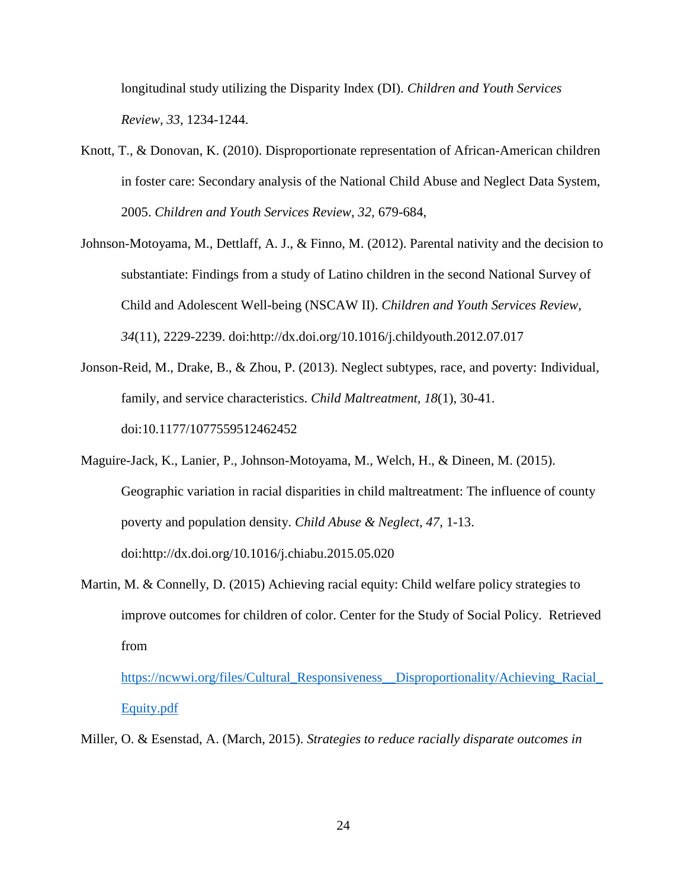longitudinal study utilizing the Disparity Index (DI). *Children and Youth Services Review, 33*, 1234-1244.

Knott, T., & Donovan, K. (2010). Disproportionate representation of African-American children in foster care: Secondary analysis of the National Child Abuse and Neglect Data System, 2005. *Children and Youth Services Review, 32,* 679-684,

Johnson-Motoyama, M., Dettlaff, A. J., & Finno, M. (2012). Parental nativity and the decision to substantiate: Findings from a study of Latino children in the second National Survey of Child and Adolescent Well-being (NSCAW II). *Children and Youth Services Review, 34*(11), 2229-2239. doi:http://dx.doi.org/10.1016/j.childyouth.2012.07.017

Jonson-Reid, M., Drake, B., & Zhou, P. (2013). Neglect subtypes, race, and poverty: Individual, family, and service characteristics. *Child Maltreatment, 18*(1), 30-41. doi:10.1177/1077559512462452

Maguire-Jack, K., Lanier, P., Johnson-Motoyama, M., Welch, H., & Dineen, M. (2015). Geographic variation in racial disparities in child maltreatment: The influence of county poverty and population density. *Child Abuse & Neglect, 47*, 1-13. doi:http://dx.doi.org/10.1016/j.chiabu.2015.05.020

Martin, M. & Connelly, D. (2015) Achieving racial equity: Child welfare policy strategies to improve outcomes for children of color. Center for the Study of Social Policy. Retrieved from https://ncwwi.org/files/Cultural_Responsiveness__Disproportionality/Achieving_Racial_Equity.pdf

Miller, O. & Esenstad, A. (March, 2015). *Strategies to reduce racially disparate outcomes in*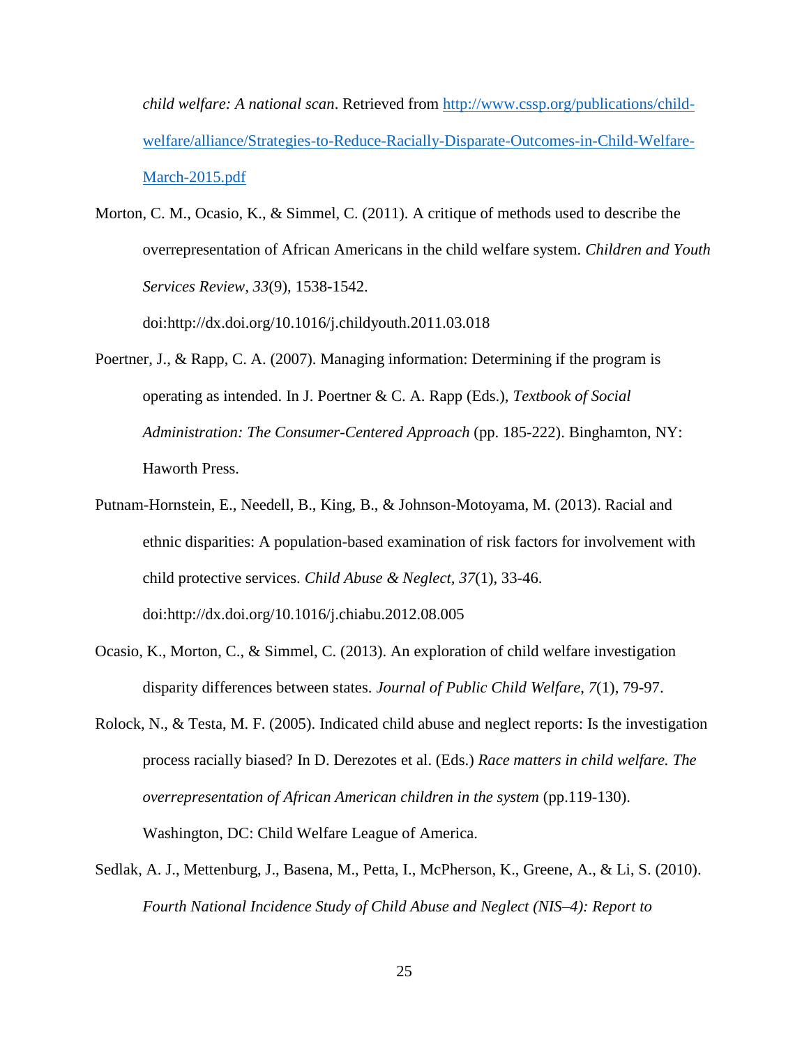*child welfare: A national scan*. Retrieved from [http://www.cssp.org/publications/child-welfare/alliance/Strategies-to-Reduce-Racially-Disparate-Outcomes-in-Child-Welfare-March-2015.pdf](http://www.cssp.org/publications/child-welfare/alliance/Strategies-to-Reduce-Racially-Disparate-Outcomes-in-Child-Welfare-March-2015.pdf)

Morton, C. M., Ocasio, K., & Simmel, C. (2011). A critique of methods used to describe the overrepresentation of African Americans in the child welfare system. *Children and Youth Services Review, 33*(9), 1538-1542. doi:http://dx.doi.org/10.1016/j.childyouth.2011.03.018

Poertner, J., & Rapp, C. A. (2007). Managing information: Determining if the program is operating as intended. In J. Poertner & C. A. Rapp (Eds.), *Textbook of Social Administration: The Consumer-Centered Approach* (pp. 185-222). Binghamton, NY: Haworth Press.

Putnam-Hornstein, E., Needell, B., King, B., & Johnson-Motoyama, M. (2013). Racial and ethnic disparities: A population-based examination of risk factors for involvement with child protective services. *Child Abuse & Neglect, 37*(1), 33-46. doi:http://dx.doi.org/10.1016/j.chiabu.2012.08.005

Ocasio, K., Morton, C., & Simmel, C. (2013). An exploration of child welfare investigation disparity differences between states. *Journal of Public Child Welfare*, *7*(1), 79-97.

Rolock, N., & Testa, M. F. (2005). Indicated child abuse and neglect reports: Is the investigation process racially biased? In D. Derezotes et al. (Eds.) *Race matters in child welfare. The overrepresentation of African American children in the system* (pp.119-130). Washington, DC: Child Welfare League of America.

Sedlak, A. J., Mettenburg, J., Basena, M., Petta, I., McPherson, K., Greene, A., & Li, S. (2010). *Fourth National Incidence Study of Child Abuse and Neglect (NIS–4): Report to*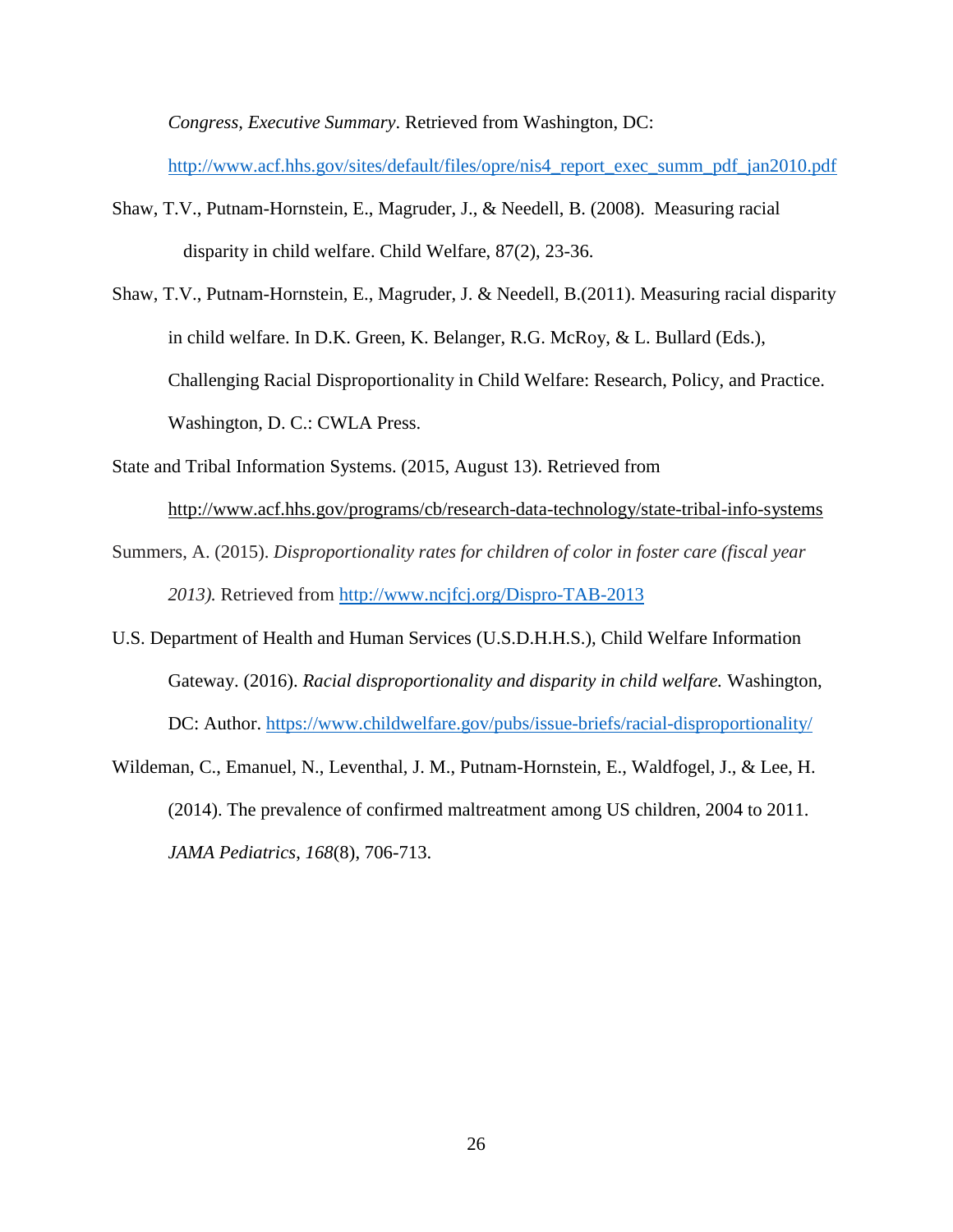*Congress, Executive Summary*. Retrieved from Washington, DC: http://www.acf.hhs.gov/sites/default/files/opre/nis4_report_exec_summ_pdf_jan2010.pdf

Shaw, T.V., Putnam-Hornstein, E., Magruder, J., & Needell, B. (2008). Measuring racial disparity in child welfare. Child Welfare, 87(2), 23-36.

Shaw, T.V., Putnam-Hornstein, E., Magruder, J. & Needell, B.(2011). Measuring racial disparity in child welfare. In D.K. Green, K. Belanger, R.G. McRoy, & L. Bullard (Eds.), Challenging Racial Disproportionality in Child Welfare: Research, Policy, and Practice. Washington, D. C.: CWLA Press.

State and Tribal Information Systems. (2015, August 13). Retrieved from http://www.acf.hhs.gov/programs/cb/research-data-technology/state-tribal-info-systems

Summers, A. (2015). *Disproportionality rates for children of color in foster care (fiscal year 2013).* Retrieved from http://www.ncjfcj.org/Dispro-TAB-2013

U.S. Department of Health and Human Services (U.S.D.H.H.S.), Child Welfare Information Gateway. (2016). *Racial disproportionality and disparity in child welfare.* Washington, DC: Author. https://www.childwelfare.gov/pubs/issue-briefs/racial-disproportionality/

Wildeman, C., Emanuel, N., Leventhal, J. M., Putnam-Hornstein, E., Waldfogel, J., & Lee, H. (2014). The prevalence of confirmed maltreatment among US children, 2004 to 2011. *JAMA Pediatrics*, *168*(8), 706-713.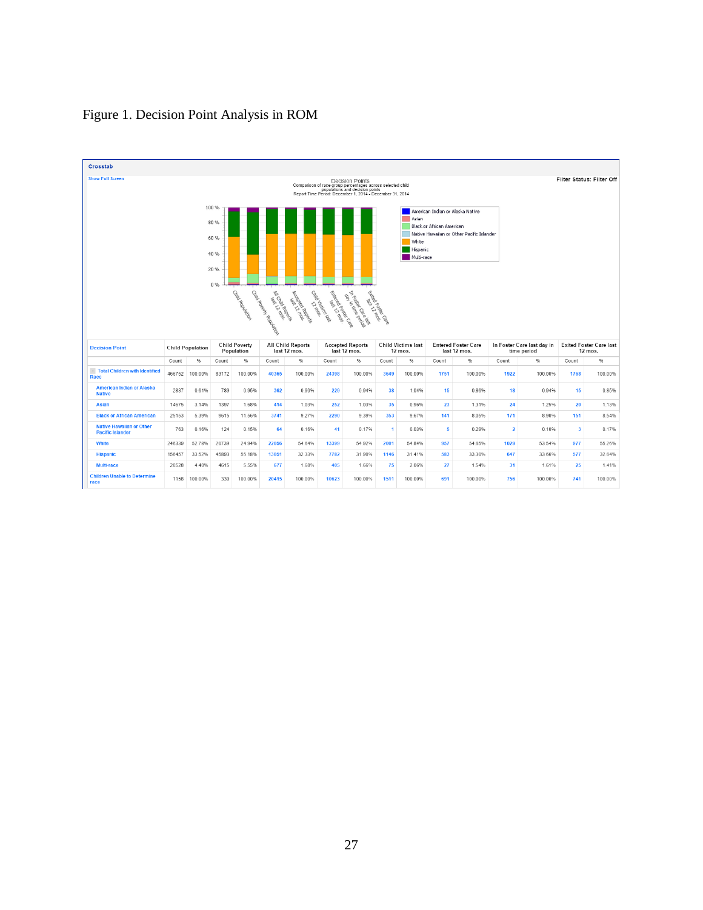Figure 1. Decision Point Analysis in ROM

**Crosstab**

Show Full Screen

Decision Points
Comparison of race group percentages across selected child populations and decision points
Report Time Period: December 1, 2014 - December 31, 2014

Filter Status: Filter Off

| Decision Point | Child Population | | Child Poverty Population | | All Child Reports last 12 mos. | | Accepted Reports last 12 mos. | | Child Victims last 12 mos. | | Entered Foster Care last 12 mos. | | In Foster Care last day in time period | | Exited Foster Care last 12 mos. | |
|---|---|---|---|---|---|---|---|---|---|---|---|---|---|---|---|---|
| | Count | % | Count | % | Count | % | Count | % | Count | % | Count | % | Count | % | Count | % |
| Total Children with Identified Race | 466752 | 100.00% | 83172 | 100.00% | 40365 | 100.00% | 24398 | 100.00% | 3649 | 100.00% | 1751 | 100.00% | 1922 | 100.00% | 1768 | 100.00% |
| American Indian or Alaska Native | 2837 | 0.61% | 789 | 0.95% | 362 | 0.90% | 229 | 0.94% | 38 | 1.04% | 15 | 0.86% | 18 | 0.94% | 15 | 0.85% |
| Asian | 14675 | 3.14% | 1397 | 1.68% | 414 | 1.03% | 252 | 1.03% | 35 | 0.96% | 23 | 1.31% | 24 | 1.25% | 20 | 1.13% |
| Black or African American | 25153 | 5.39% | 9615 | 11.56% | 3741 | 9.27% | 2290 | 9.39% | 353 | 9.67% | 141 | 8.05% | 171 | 8.90% | 151 | 8.54% |
| Native Hawaiian or Other Pacific Islander | 763 | 0.16% | 124 | 0.15% | 64 | 0.16% | 41 | 0.17% | 1 | 0.03% | 5 | 0.29% | 2 | 0.10% | 3 | 0.17% |
| White | 246339 | 52.78% | 20739 | 24.94% | 22066 | 54.64% | 13399 | 54.92% | 2001 | 54.84% | 957 | 54.65% | 1029 | 53.54% | 977 | 55.26% |
| Hispanic | 156457 | 33.52% | 45893 | 55.18% | 13051 | 32.33% | 7782 | 31.90% | 1146 | 31.41% | 583 | 33.30% | 647 | 33.66% | 577 | 32.64% |
| Multi-race | 20528 | 4.40% | 4615 | 5.55% | 677 | 1.68% | 405 | 1.66% | 75 | 2.06% | 27 | 1.54% | 31 | 1.61% | 25 | 1.41% |
| Children Unable to Determine race | 1158 | 100.00% | 330 | 100.00% | 20415 | 100.00% | 10623 | 100.00% | 1511 | 100.00% | 691 | 100.00% | 756 | 100.00% | 741 | 100.00% |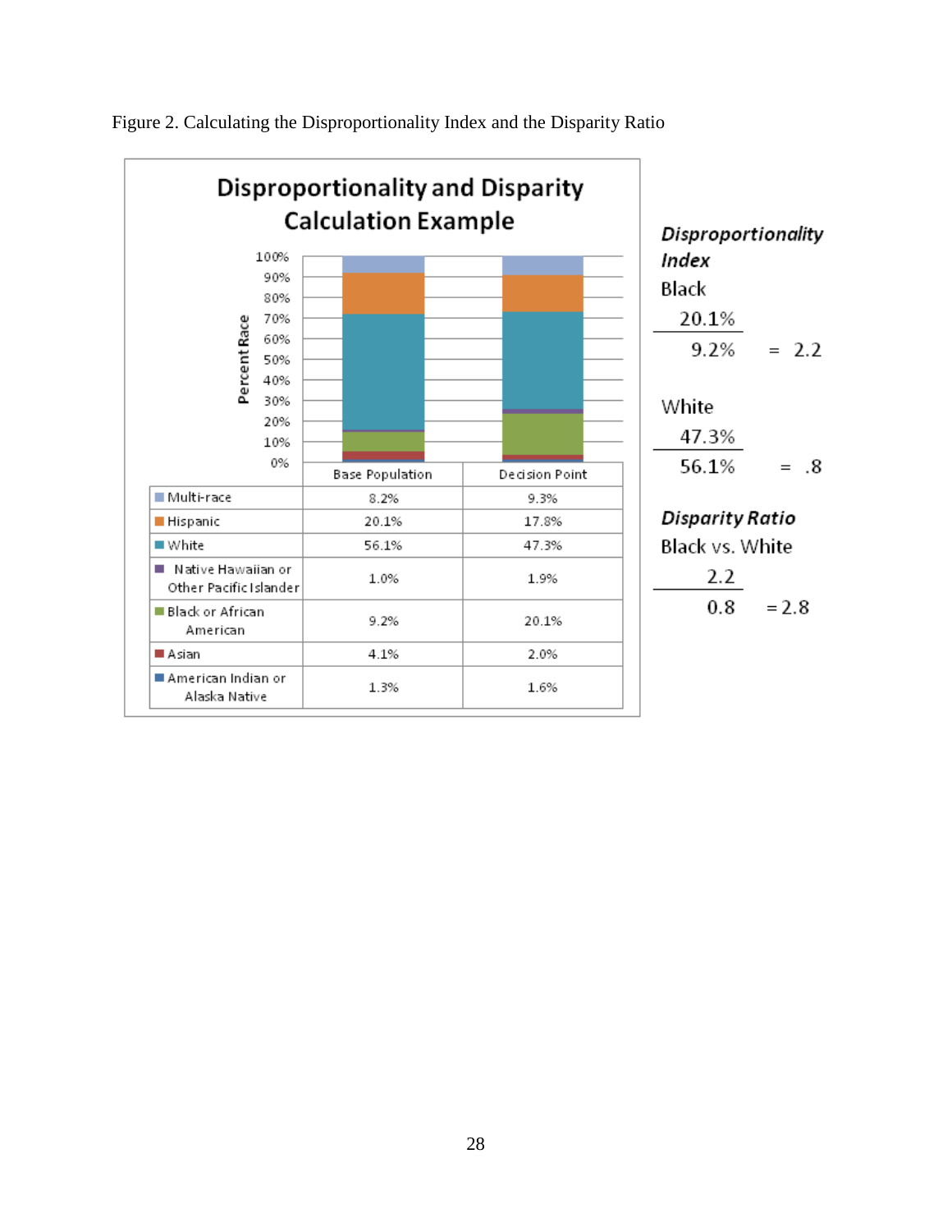Figure 2. Calculating the Disproportionality Index and the Disparity Ratio

## Disproportionality and Disparity Calculation Example

| | Base Population | Decision Point |
|---|---|---|
| Multi-race | 8.2% | 9.3% |
| Hispanic | 20.1% | 17.8% |
| White | 56.1% | 47.3% |
| Native Hawaiian or Other Pacific Islander | 1.0% | 1.9% |
| Black or African American | 9.2% | 20.1% |
| Asian | 4.1% | 2.0% |
| American Indian or Alaska Native | 1.3% | 1.6% |

***Disproportionality Index***

Black

$$\frac{20.1\%}{9.2\%} = 2.2$$

White

$$\frac{47.3\%}{56.1\%} = .8$$

***Disparity Ratio***

Black vs. White

$$\frac{2.2}{0.8} = 2.8$$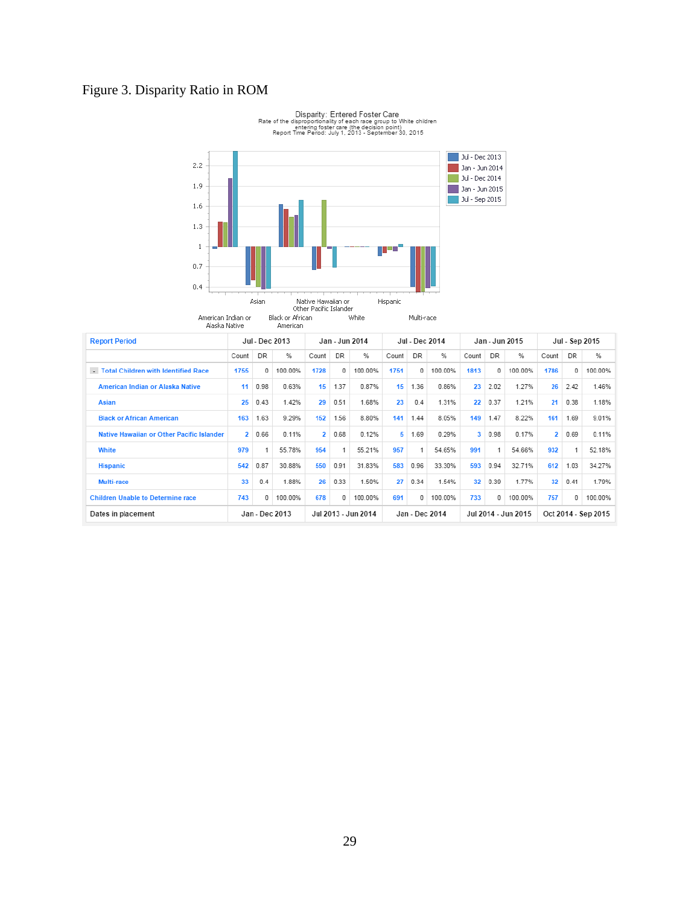Figure 3. Disparity Ratio in ROM

Disparity: Entered Foster Care
Rate of the disproportionality of each race group to White children entering foster care (the decision point)
Report Time Period: July 1, 2013 - September 30, 2015

| Report Period | Jul - Dec 2013 | | | Jan - Jun 2014 | | | Jul - Dec 2014 | | | Jan - Jun 2015 | | | Jul - Sep 2015 | | |
|---|---|---|---|---|---|---|---|---|---|---|---|---|---|---|---|
| | Count | DR | % | Count | DR | % | Count | DR | % | Count | DR | % | Count | DR | % |
| Total Children with Identified Race | 1755 | 0 | 100.00% | 1728 | 0 | 100.00% | 1751 | 0 | 100.00% | 1813 | 0 | 100.00% | 1786 | 0 | 100.00% |
| American Indian or Alaska Native | 11 | 0.98 | 0.63% | 15 | 1.37 | 0.87% | 15 | 1.36 | 0.86% | 23 | 2.02 | 1.27% | 26 | 2.42 | 1.46% |
| Asian | 25 | 0.43 | 1.42% | 29 | 0.51 | 1.68% | 23 | 0.4 | 1.31% | 22 | 0.37 | 1.21% | 21 | 0.38 | 1.18% |
| Black or African American | 163 | 1.63 | 9.29% | 152 | 1.56 | 8.80% | 141 | 1.44 | 8.05% | 149 | 1.47 | 8.22% | 161 | 1.69 | 9.01% |
| Native Hawaiian or Other Pacific Islander | 2 | 0.66 | 0.11% | 2 | 0.68 | 0.12% | 5 | 1.69 | 0.29% | 3 | 0.98 | 0.17% | 2 | 0.69 | 0.11% |
| White | 979 | 1 | 55.78% | 954 | 1 | 55.21% | 957 | 1 | 54.65% | 991 | 1 | 54.66% | 932 | 1 | 52.18% |
| Hispanic | 542 | 0.87 | 30.88% | 550 | 0.91 | 31.83% | 583 | 0.96 | 33.30% | 593 | 0.94 | 32.71% | 612 | 1.03 | 34.27% |
| Multi-race | 33 | 0.4 | 1.88% | 26 | 0.33 | 1.50% | 27 | 0.34 | 1.54% | 32 | 0.39 | 1.77% | 32 | 0.41 | 1.79% |
| Children Unable to Determine race | 743 | 0 | 100.00% | 678 | 0 | 100.00% | 691 | 0 | 100.00% | 733 | 0 | 100.00% | 757 | 0 | 100.00% |
| Dates in placement | Jan - Dec 2013 | | | Jul 2013 - Jun 2014 | | | Jan - Dec 2014 | | | Jul 2014 - Jun 2015 | | | Oct 2014 - Sep 2015 | | |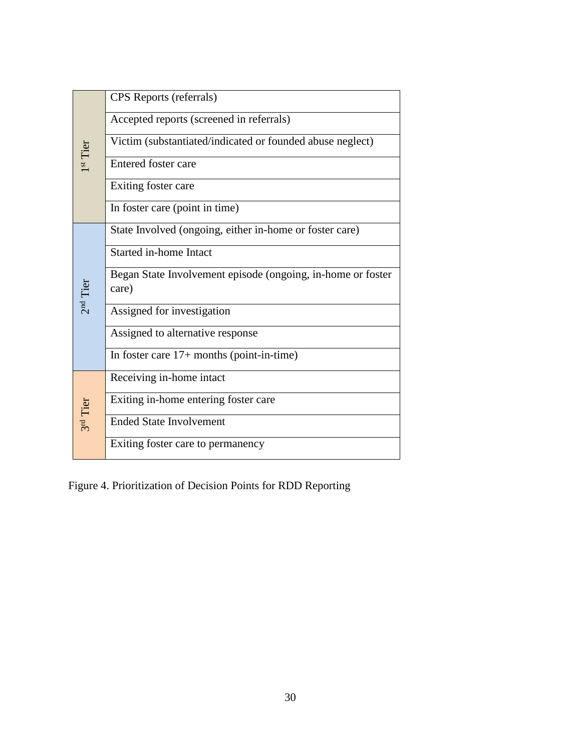| | |
|---|---|
| 1st Tier | CPS Reports (referrals) |
| | Accepted reports (screened in referrals) |
| | Victim (substantiated/indicated or founded abuse neglect) |
| | Entered foster care |
| | Exiting foster care |
| | In foster care (point in time) |
| 2nd Tier | State Involved (ongoing, either in-home or foster care) |
| | Started in-home Intact |
| | Began State Involvement episode (ongoing, in-home or foster care) |
| | Assigned for investigation |
| | Assigned to alternative response |
| | In foster care 17+ months (point-in-time) |
| 3rd Tier | Receiving in-home intact |
| | Exiting in-home entering foster care |
| | Ended State Involvement |
| | Exiting foster care to permanency |

Figure 4. Prioritization of Decision Points for RDD Reporting